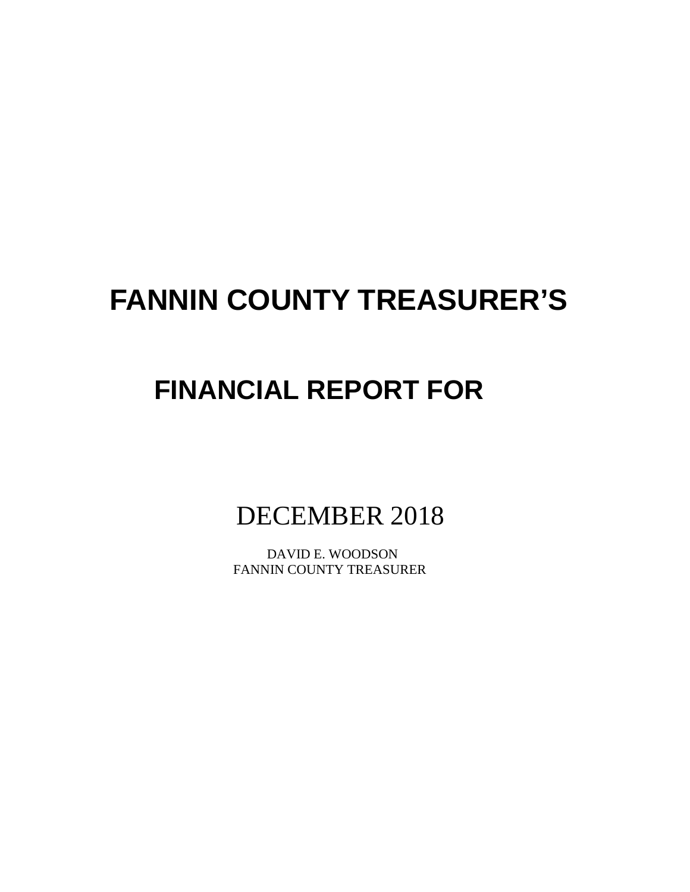# FANNIN COUNTY TREASURER'S

# FINANCIAL REPORT FOR

DECEMBER 2018

DAVID E. WOODSON
FANNIN COUNTY TREASURER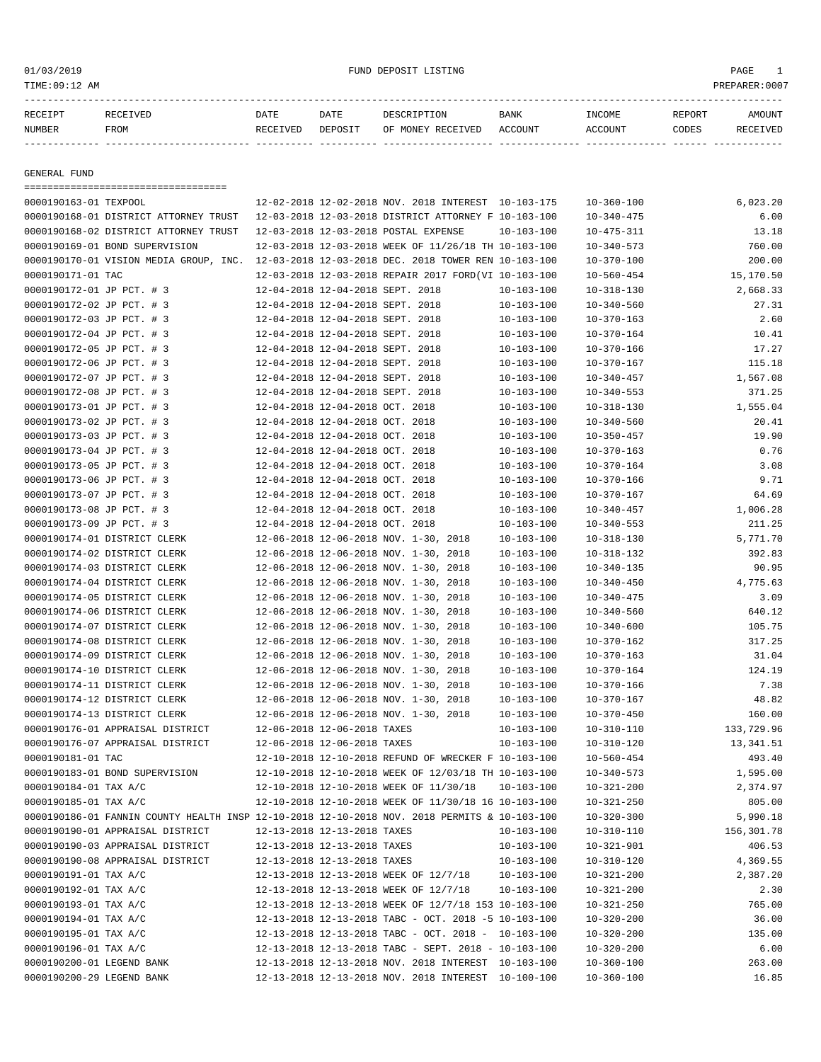FUND DEPOSIT LISTING

| RECEIPT NUMBER | RECEIVED FROM | DATE RECEIVED | DATE DEPOSIT | DESCRIPTION OF MONEY RECEIVED | BANK ACCOUNT | INCOME ACCOUNT | REPORT CODES | AMOUNT RECEIVED |
|---|---|---|---|---|---|---|---|---|

GENERAL FUND

| RECEIPT NUMBER | RECEIVED FROM | DATE RECEIVED | DATE DEPOSIT | DESCRIPTION OF MONEY RECEIVED | BANK ACCOUNT | INCOME ACCOUNT | REPORT CODES | AMOUNT RECEIVED |
|---|---|---|---|---|---|---|---|---|
| 0000190163-01 | TEXPOOL | 12-02-2018 | 12-02-2018 | NOV. 2018 INTEREST | 10-103-175 | 10-360-100 | | 6,023.20 |
| 0000190168-01 | DISTRICT ATTORNEY TRUST | 12-03-2018 | 12-03-2018 | DISTRICT ATTORNEY F | 10-103-100 | 10-340-475 | | 6.00 |
| 0000190168-02 | DISTRICT ATTORNEY TRUST | 12-03-2018 | 12-03-2018 | POSTAL EXPENSE | 10-103-100 | 10-475-311 | | 13.18 |
| 0000190169-01 | BOND SUPERVISION | 12-03-2018 | 12-03-2018 | WEEK OF 11/26/18 TH | 10-103-100 | 10-340-573 | | 760.00 |
| 0000190170-01 | VISION MEDIA GROUP, INC. | 12-03-2018 | 12-03-2018 | DEC. 2018 TOWER REN | 10-103-100 | 10-370-100 | | 200.00 |
| 0000190171-01 | TAC | 12-03-2018 | 12-03-2018 | REPAIR 2017 FORD(VI | 10-103-100 | 10-560-454 | | 15,170.50 |
| 0000190172-01 | JP PCT. # 3 | 12-04-2018 | 12-04-2018 | SEPT. 2018 | 10-103-100 | 10-318-130 | | 2,668.33 |
| 0000190172-02 | JP PCT. # 3 | 12-04-2018 | 12-04-2018 | SEPT. 2018 | 10-103-100 | 10-340-560 | | 27.31 |
| 0000190172-03 | JP PCT. # 3 | 12-04-2018 | 12-04-2018 | SEPT. 2018 | 10-103-100 | 10-370-163 | | 2.60 |
| 0000190172-04 | JP PCT. # 3 | 12-04-2018 | 12-04-2018 | SEPT. 2018 | 10-103-100 | 10-370-164 | | 10.41 |
| 0000190172-05 | JP PCT. # 3 | 12-04-2018 | 12-04-2018 | SEPT. 2018 | 10-103-100 | 10-370-166 | | 17.27 |
| 0000190172-06 | JP PCT. # 3 | 12-04-2018 | 12-04-2018 | SEPT. 2018 | 10-103-100 | 10-370-167 | | 115.18 |
| 0000190172-07 | JP PCT. # 3 | 12-04-2018 | 12-04-2018 | SEPT. 2018 | 10-103-100 | 10-340-457 | | 1,567.08 |
| 0000190172-08 | JP PCT. # 3 | 12-04-2018 | 12-04-2018 | SEPT. 2018 | 10-103-100 | 10-340-553 | | 371.25 |
| 0000190173-01 | JP PCT. # 3 | 12-04-2018 | 12-04-2018 | OCT. 2018 | 10-103-100 | 10-318-130 | | 1,555.04 |
| 0000190173-02 | JP PCT. # 3 | 12-04-2018 | 12-04-2018 | OCT. 2018 | 10-103-100 | 10-340-560 | | 20.41 |
| 0000190173-03 | JP PCT. # 3 | 12-04-2018 | 12-04-2018 | OCT. 2018 | 10-103-100 | 10-350-457 | | 19.90 |
| 0000190173-04 | JP PCT. # 3 | 12-04-2018 | 12-04-2018 | OCT. 2018 | 10-103-100 | 10-370-163 | | 0.76 |
| 0000190173-05 | JP PCT. # 3 | 12-04-2018 | 12-04-2018 | OCT. 2018 | 10-103-100 | 10-370-164 | | 3.08 |
| 0000190173-06 | JP PCT. # 3 | 12-04-2018 | 12-04-2018 | OCT. 2018 | 10-103-100 | 10-370-166 | | 9.71 |
| 0000190173-07 | JP PCT. # 3 | 12-04-2018 | 12-04-2018 | OCT. 2018 | 10-103-100 | 10-370-167 | | 64.69 |
| 0000190173-08 | JP PCT. # 3 | 12-04-2018 | 12-04-2018 | OCT. 2018 | 10-103-100 | 10-340-457 | | 1,006.28 |
| 0000190173-09 | JP PCT. # 3 | 12-04-2018 | 12-04-2018 | OCT. 2018 | 10-103-100 | 10-340-553 | | 211.25 |
| 0000190174-01 | DISTRICT CLERK | 12-06-2018 | 12-06-2018 | NOV. 1-30, 2018 | 10-103-100 | 10-318-130 | | 5,771.70 |
| 0000190174-02 | DISTRICT CLERK | 12-06-2018 | 12-06-2018 | NOV. 1-30, 2018 | 10-103-100 | 10-318-132 | | 392.83 |
| 0000190174-03 | DISTRICT CLERK | 12-06-2018 | 12-06-2018 | NOV. 1-30, 2018 | 10-103-100 | 10-340-135 | | 90.95 |
| 0000190174-04 | DISTRICT CLERK | 12-06-2018 | 12-06-2018 | NOV. 1-30, 2018 | 10-103-100 | 10-340-450 | | 4,775.63 |
| 0000190174-05 | DISTRICT CLERK | 12-06-2018 | 12-06-2018 | NOV. 1-30, 2018 | 10-103-100 | 10-340-475 | | 3.09 |
| 0000190174-06 | DISTRICT CLERK | 12-06-2018 | 12-06-2018 | NOV. 1-30, 2018 | 10-103-100 | 10-340-560 | | 640.12 |
| 0000190174-07 | DISTRICT CLERK | 12-06-2018 | 12-06-2018 | NOV. 1-30, 2018 | 10-103-100 | 10-340-600 | | 105.75 |
| 0000190174-08 | DISTRICT CLERK | 12-06-2018 | 12-06-2018 | NOV. 1-30, 2018 | 10-103-100 | 10-370-162 | | 317.25 |
| 0000190174-09 | DISTRICT CLERK | 12-06-2018 | 12-06-2018 | NOV. 1-30, 2018 | 10-103-100 | 10-370-163 | | 31.04 |
| 0000190174-10 | DISTRICT CLERK | 12-06-2018 | 12-06-2018 | NOV. 1-30, 2018 | 10-103-100 | 10-370-164 | | 124.19 |
| 0000190174-11 | DISTRICT CLERK | 12-06-2018 | 12-06-2018 | NOV. 1-30, 2018 | 10-103-100 | 10-370-166 | | 7.38 |
| 0000190174-12 | DISTRICT CLERK | 12-06-2018 | 12-06-2018 | NOV. 1-30, 2018 | 10-103-100 | 10-370-167 | | 48.82 |
| 0000190174-13 | DISTRICT CLERK | 12-06-2018 | 12-06-2018 | NOV. 1-30, 2018 | 10-103-100 | 10-370-450 | | 160.00 |
| 0000190176-01 | APPRAISAL DISTRICT | 12-06-2018 | 12-06-2018 | TAXES | 10-103-100 | 10-310-110 | | 133,729.96 |
| 0000190176-07 | APPRAISAL DISTRICT | 12-06-2018 | 12-06-2018 | TAXES | 10-103-100 | 10-310-120 | | 13,341.51 |
| 0000190181-01 | TAC | 12-10-2018 | 12-10-2018 | REFUND OF WRECKER F | 10-103-100 | 10-560-454 | | 493.40 |
| 0000190183-01 | BOND SUPERVISION | 12-10-2018 | 12-10-2018 | WEEK OF 12/03/18 TH | 10-103-100 | 10-340-573 | | 1,595.00 |
| 0000190184-01 | TAX A/C | 12-10-2018 | 12-10-2018 | WEEK OF 11/30/18 | 10-103-100 | 10-321-200 | | 2,374.97 |
| 0000190185-01 | TAX A/C | 12-10-2018 | 12-10-2018 | WEEK OF 11/30/18 16 | 10-103-100 | 10-321-250 | | 805.00 |
| 0000190186-01 | FANNIN COUNTY HEALTH INSP | 12-10-2018 | 12-10-2018 | NOV. 2018 PERMITS & | 10-103-100 | 10-320-300 | | 5,990.18 |
| 0000190190-01 | APPRAISAL DISTRICT | 12-13-2018 | 12-13-2018 | TAXES | 10-103-100 | 10-310-110 | | 156,301.78 |
| 0000190190-03 | APPRAISAL DISTRICT | 12-13-2018 | 12-13-2018 | TAXES | 10-103-100 | 10-321-901 | | 406.53 |
| 0000190190-08 | APPRAISAL DISTRICT | 12-13-2018 | 12-13-2018 | TAXES | 10-103-100 | 10-310-120 | | 4,369.55 |
| 0000190191-01 | TAX A/C | 12-13-2018 | 12-13-2018 | WEEK OF 12/7/18 | 10-103-100 | 10-321-200 | | 2,387.20 |
| 0000190192-01 | TAX A/C | 12-13-2018 | 12-13-2018 | WEEK OF 12/7/18 | 10-103-100 | 10-321-200 | | 2.30 |
| 0000190193-01 | TAX A/C | 12-13-2018 | 12-13-2018 | WEEK OF 12/7/18 153 | 10-103-100 | 10-321-250 | | 765.00 |
| 0000190194-01 | TAX A/C | 12-13-2018 | 12-13-2018 | TABC - OCT. 2018 -5 | 10-103-100 | 10-320-200 | | 36.00 |
| 0000190195-01 | TAX A/C | 12-13-2018 | 12-13-2018 | TABC - OCT. 2018 - | 10-103-100 | 10-320-200 | | 135.00 |
| 0000190196-01 | TAX A/C | 12-13-2018 | 12-13-2018 | TABC - SEPT. 2018 - | 10-103-100 | 10-320-200 | | 6.00 |
| 0000190200-01 | LEGEND BANK | 12-13-2018 | 12-13-2018 | NOV. 2018 INTEREST | 10-103-100 | 10-360-100 | | 263.00 |
| 0000190200-29 | LEGEND BANK | 12-13-2018 | 12-13-2018 | NOV. 2018 INTEREST | 10-100-100 | 10-360-100 | | 16.85 |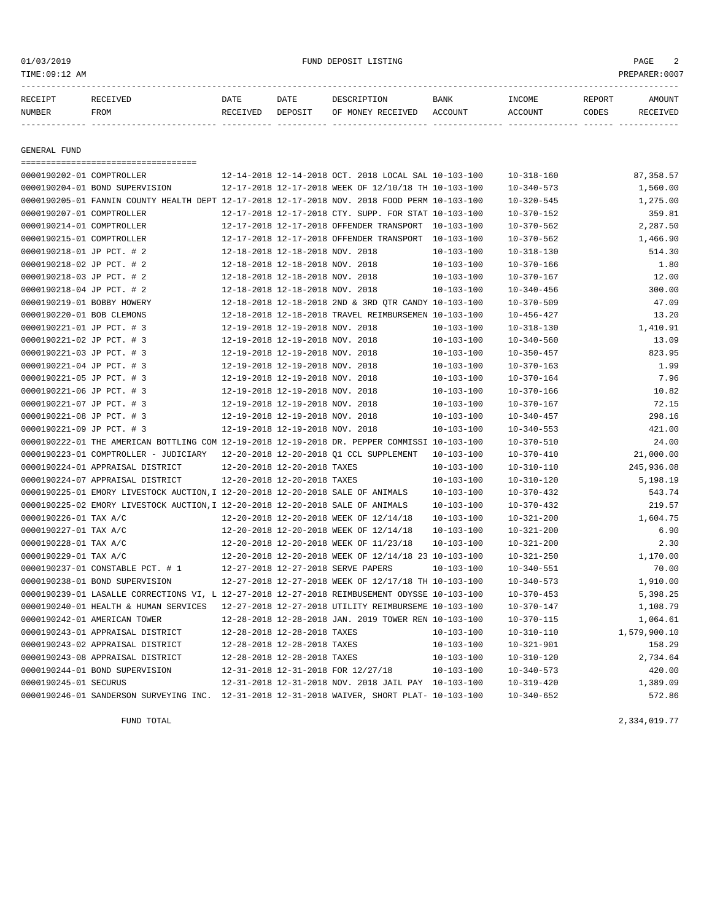01/03/2019 FUND DEPOSIT LISTING

TIME:09:12 AM PREPARER:0007

| RECEIPT NUMBER | RECEIVED FROM | DATE RECEIVED | DATE DEPOSIT | DESCRIPTION OF MONEY RECEIVED | BANK ACCOUNT | INCOME ACCOUNT | REPORT CODES | AMOUNT RECEIVED |
|---|---|---|---|---|---|---|---|---|

## GENERAL FUND

| RECEIPT NUMBER | RECEIVED FROM | DATE RECEIVED | DATE DEPOSIT | DESCRIPTION OF MONEY RECEIVED | BANK ACCOUNT | INCOME ACCOUNT | REPORT CODES | AMOUNT RECEIVED |
|---|---|---|---|---|---|---|---|---|
| 0000190202-01 | COMPTROLLER | 12-14-2018 | 12-14-2018 | OCT. 2018 LOCAL SAL | 10-103-100 | 10-318-160 | | 87,358.57 |
| 0000190204-01 | BOND SUPERVISION | 12-17-2018 | 12-17-2018 | WEEK OF 12/10/18 TH | 10-103-100 | 10-340-573 | | 1,560.00 |
| 0000190205-01 | FANNIN COUNTY HEALTH DEPT | 12-17-2018 | 12-17-2018 | NOV. 2018 FOOD PERM | 10-103-100 | 10-320-545 | | 1,275.00 |
| 0000190207-01 | COMPTROLLER | 12-17-2018 | 12-17-2018 | CTY. SUPP. FOR STAT | 10-103-100 | 10-370-152 | | 359.81 |
| 0000190214-01 | COMPTROLLER | 12-17-2018 | 12-17-2018 | OFFENDER TRANSPORT | 10-103-100 | 10-370-562 | | 2,287.50 |
| 0000190215-01 | COMPTROLLER | 12-17-2018 | 12-17-2018 | OFFENDER TRANSPORT | 10-103-100 | 10-370-562 | | 1,466.90 |
| 0000190218-01 | JP PCT. # 2 | 12-18-2018 | 12-18-2018 | NOV. 2018 | 10-103-100 | 10-318-130 | | 514.30 |
| 0000190218-02 | JP PCT. # 2 | 12-18-2018 | 12-18-2018 | NOV. 2018 | 10-103-100 | 10-370-166 | | 1.80 |
| 0000190218-03 | JP PCT. # 2 | 12-18-2018 | 12-18-2018 | NOV. 2018 | 10-103-100 | 10-370-167 | | 12.00 |
| 0000190218-04 | JP PCT. # 2 | 12-18-2018 | 12-18-2018 | NOV. 2018 | 10-103-100 | 10-340-456 | | 300.00 |
| 0000190219-01 | BOBBY HOWERY | 12-18-2018 | 12-18-2018 | 2ND & 3RD QTR CANDY | 10-103-100 | 10-370-509 | | 47.09 |
| 0000190220-01 | BOB CLEMONS | 12-18-2018 | 12-18-2018 | TRAVEL REIMBURSEMEN | 10-103-100 | 10-456-427 | | 13.20 |
| 0000190221-01 | JP PCT. # 3 | 12-19-2018 | 12-19-2018 | NOV. 2018 | 10-103-100 | 10-318-130 | | 1,410.91 |
| 0000190221-02 | JP PCT. # 3 | 12-19-2018 | 12-19-2018 | NOV. 2018 | 10-103-100 | 10-340-560 | | 13.09 |
| 0000190221-03 | JP PCT. # 3 | 12-19-2018 | 12-19-2018 | NOV. 2018 | 10-103-100 | 10-350-457 | | 823.95 |
| 0000190221-04 | JP PCT. # 3 | 12-19-2018 | 12-19-2018 | NOV. 2018 | 10-103-100 | 10-370-163 | | 1.99 |
| 0000190221-05 | JP PCT. # 3 | 12-19-2018 | 12-19-2018 | NOV. 2018 | 10-103-100 | 10-370-164 | | 7.96 |
| 0000190221-06 | JP PCT. # 3 | 12-19-2018 | 12-19-2018 | NOV. 2018 | 10-103-100 | 10-370-166 | | 10.82 |
| 0000190221-07 | JP PCT. # 3 | 12-19-2018 | 12-19-2018 | NOV. 2018 | 10-103-100 | 10-370-167 | | 72.15 |
| 0000190221-08 | JP PCT. # 3 | 12-19-2018 | 12-19-2018 | NOV. 2018 | 10-103-100 | 10-340-457 | | 298.16 |
| 0000190221-09 | JP PCT. # 3 | 12-19-2018 | 12-19-2018 | NOV. 2018 | 10-103-100 | 10-340-553 | | 421.00 |
| 0000190222-01 | THE AMERICAN BOTTLING COM | 12-19-2018 | 12-19-2018 | DR. PEPPER COMMISSI | 10-103-100 | 10-370-510 | | 24.00 |
| 0000190223-01 | COMPTROLLER - JUDICIARY | 12-20-2018 | 12-20-2018 | Q1 CCL SUPPLEMENT | 10-103-100 | 10-370-410 | | 21,000.00 |
| 0000190224-01 | APPRAISAL DISTRICT | 12-20-2018 | 12-20-2018 | TAXES | 10-103-100 | 10-310-110 | | 245,936.08 |
| 0000190224-07 | APPRAISAL DISTRICT | 12-20-2018 | 12-20-2018 | TAXES | 10-103-100 | 10-310-120 | | 5,198.19 |
| 0000190225-01 | EMORY LIVESTOCK AUCTION,I | 12-20-2018 | 12-20-2018 | SALE OF ANIMALS | 10-103-100 | 10-370-432 | | 543.74 |
| 0000190225-02 | EMORY LIVESTOCK AUCTION,I | 12-20-2018 | 12-20-2018 | SALE OF ANIMALS | 10-103-100 | 10-370-432 | | 219.57 |
| 0000190226-01 | TAX A/C | 12-20-2018 | 12-20-2018 | WEEK OF 12/14/18 | 10-103-100 | 10-321-200 | | 1,604.75 |
| 0000190227-01 | TAX A/C | 12-20-2018 | 12-20-2018 | WEEK OF 12/14/18 | 10-103-100 | 10-321-200 | | 6.90 |
| 0000190228-01 | TAX A/C | 12-20-2018 | 12-20-2018 | WEEK OF 11/23/18 | 10-103-100 | 10-321-200 | | 2.30 |
| 0000190229-01 | TAX A/C | 12-20-2018 | 12-20-2018 | WEEK OF 12/14/18 23 | 10-103-100 | 10-321-250 | | 1,170.00 |
| 0000190237-01 | CONSTABLE PCT. # 1 | 12-27-2018 | 12-27-2018 | SERVE PAPERS | 10-103-100 | 10-340-551 | | 70.00 |
| 0000190238-01 | BOND SUPERVISION | 12-27-2018 | 12-27-2018 | WEEK OF 12/17/18 TH | 10-103-100 | 10-340-573 | | 1,910.00 |
| 0000190239-01 | LASALLE CORRECTIONS VI, L | 12-27-2018 | 12-27-2018 | REIMBUSEMENT ODYSSE | 10-103-100 | 10-370-453 | | 5,398.25 |
| 0000190240-01 | HEALTH & HUMAN SERVICES | 12-27-2018 | 12-27-2018 | UTILITY REIMBURSEME | 10-103-100 | 10-370-147 | | 1,108.79 |
| 0000190242-01 | AMERICAN TOWER | 12-28-2018 | 12-28-2018 | JAN. 2019 TOWER REN | 10-103-100 | 10-370-115 | | 1,064.61 |
| 0000190243-01 | APPRAISAL DISTRICT | 12-28-2018 | 12-28-2018 | TAXES | 10-103-100 | 10-310-110 | | 1,579,900.10 |
| 0000190243-02 | APPRAISAL DISTRICT | 12-28-2018 | 12-28-2018 | TAXES | 10-103-100 | 10-321-901 | | 158.29 |
| 0000190243-08 | APPRAISAL DISTRICT | 12-28-2018 | 12-28-2018 | TAXES | 10-103-100 | 10-310-120 | | 2,734.64 |
| 0000190244-01 | BOND SUPERVISION | 12-31-2018 | 12-31-2018 | FOR 12/27/18 | 10-103-100 | 10-340-573 | | 420.00 |
| 0000190245-01 | SECURUS | 12-31-2018 | 12-31-2018 | NOV. 2018 JAIL PAY | 10-103-100 | 10-319-420 | | 1,389.09 |
| 0000190246-01 | SANDERSON SURVEYING INC. | 12-31-2018 | 12-31-2018 | WAIVER, SHORT PLAT- | 10-103-100 | 10-340-652 | | 572.86 |

FUND TOTAL 2,334,019.77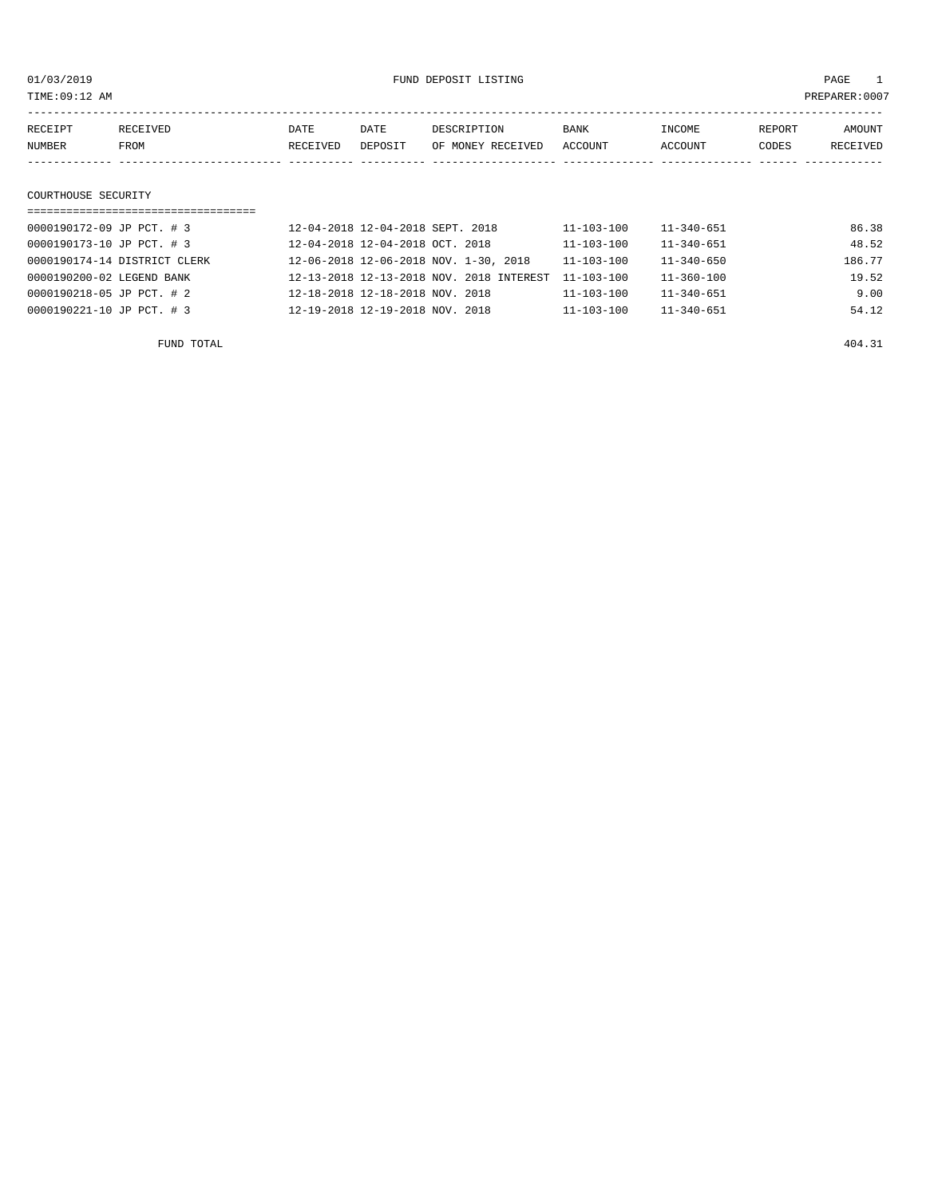01/03/2019 FUND DEPOSIT LISTING

TIME:09:12 AM PREPARER:0007

| RECEIPT NUMBER | RECEIVED FROM | DATE RECEIVED | DATE DEPOSIT | DESCRIPTION OF MONEY RECEIVED | BANK ACCOUNT | INCOME ACCOUNT | REPORT CODES | AMOUNT RECEIVED |
|---|---|---|---|---|---|---|---|---|

## COURTHOUSE SECURITY

| RECEIPT NUMBER | RECEIVED FROM | DATE RECEIVED | DATE DEPOSIT | DESCRIPTION OF MONEY RECEIVED | BANK ACCOUNT | INCOME ACCOUNT | REPORT CODES | AMOUNT RECEIVED |
|---|---|---|---|---|---|---|---|---|
| 0000190172-09 | JP PCT. # 3 | 12-04-2018 | 12-04-2018 | SEPT. 2018 | 11-103-100 | 11-340-651 | | 86.38 |
| 0000190173-10 | JP PCT. # 3 | 12-04-2018 | 12-04-2018 | OCT. 2018 | 11-103-100 | 11-340-651 | | 48.52 |
| 0000190174-14 | DISTRICT CLERK | 12-06-2018 | 12-06-2018 | NOV. 1-30, 2018 | 11-103-100 | 11-340-650 | | 186.77 |
| 0000190200-02 | LEGEND BANK | 12-13-2018 | 12-13-2018 | NOV. 2018 INTEREST | 11-103-100 | 11-360-100 | | 19.52 |
| 0000190218-05 | JP PCT. # 2 | 12-18-2018 | 12-18-2018 | NOV. 2018 | 11-103-100 | 11-340-651 | | 9.00 |
| 0000190221-10 | JP PCT. # 3 | 12-19-2018 | 12-19-2018 | NOV. 2018 | 11-103-100 | 11-340-651 | | 54.12 |

FUND TOTAL 404.31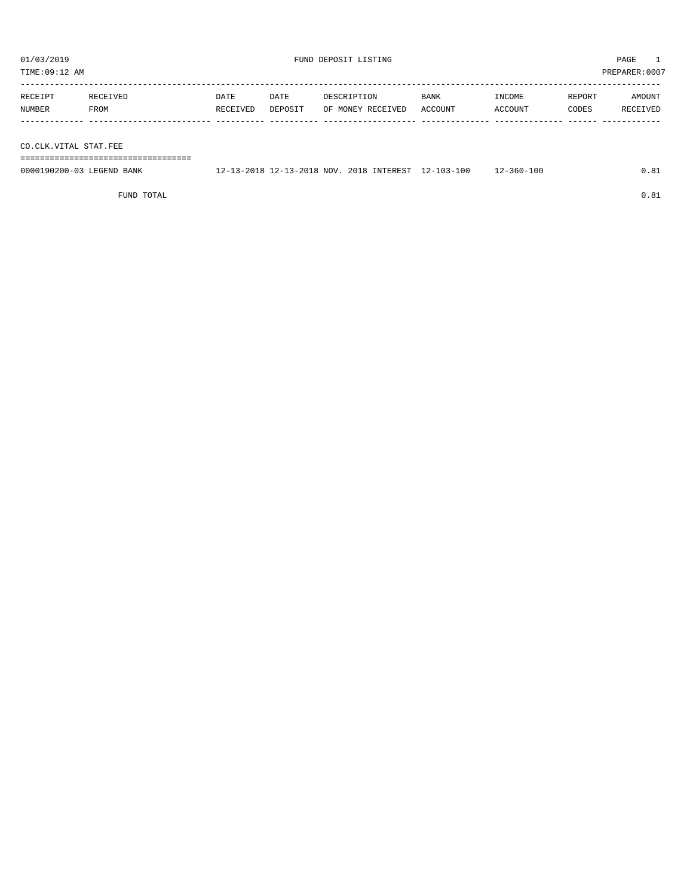01/03/2019 FUND DEPOSIT LISTING

TIME:09:12 AM PREPARER:0007

| RECEIPT NUMBER | RECEIVED FROM | DATE RECEIVED | DATE DEPOSIT | DESCRIPTION OF MONEY RECEIVED | BANK ACCOUNT | INCOME ACCOUNT | REPORT CODES | AMOUNT RECEIVED |
|---|---|---|---|---|---|---|---|---|
| **CO.CLK.VITAL STAT.FEE** | | | | | | | | |
| 0000190200-03 | LEGEND BANK | 12-13-2018 | 12-13-2018 | NOV. 2018 INTEREST | 12-103-100 | 12-360-100 | | 0.81 |
| | FUND TOTAL | | | | | | | 0.81 |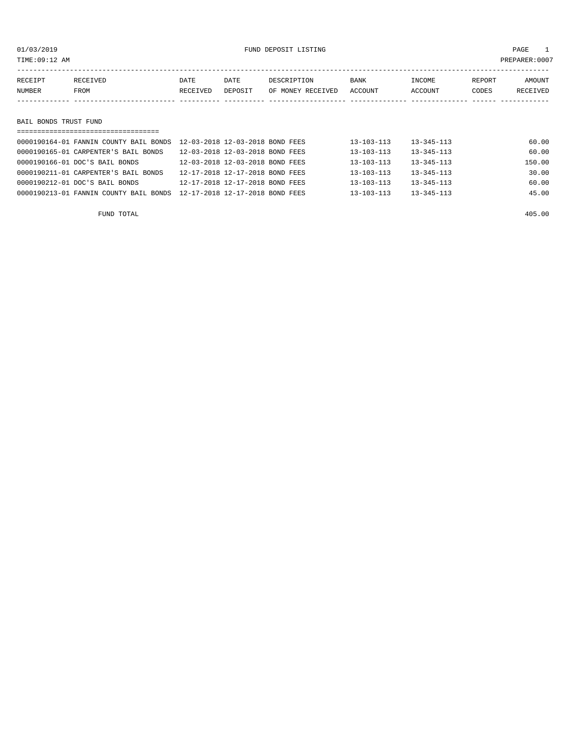01/03/2019 FUND DEPOSIT LISTING PAGE 1

TIME:09:12 AM PREPARER:0007

| RECEIPT NUMBER | RECEIVED FROM | DATE RECEIVED | DATE DEPOSIT | DESCRIPTION OF MONEY RECEIVED | BANK ACCOUNT | INCOME ACCOUNT | REPORT CODES | AMOUNT RECEIVED |
|---|---|---|---|---|---|---|---|---|
| **BAIL BONDS TRUST FUND** | | | | | | | | |
| 0000190164-01 | FANNIN COUNTY BAIL BONDS | 12-03-2018 | 12-03-2018 | BOND FEES | 13-103-113 | 13-345-113 | | 60.00 |
| 0000190165-01 | CARPENTER'S BAIL BONDS | 12-03-2018 | 12-03-2018 | BOND FEES | 13-103-113 | 13-345-113 | | 60.00 |
| 0000190166-01 | DOC'S BAIL BONDS | 12-03-2018 | 12-03-2018 | BOND FEES | 13-103-113 | 13-345-113 | | 150.00 |
| 0000190211-01 | CARPENTER'S BAIL BONDS | 12-17-2018 | 12-17-2018 | BOND FEES | 13-103-113 | 13-345-113 | | 30.00 |
| 0000190212-01 | DOC'S BAIL BONDS | 12-17-2018 | 12-17-2018 | BOND FEES | 13-103-113 | 13-345-113 | | 60.00 |
| 0000190213-01 | FANNIN COUNTY BAIL BONDS | 12-17-2018 | 12-17-2018 | BOND FEES | 13-103-113 | 13-345-113 | | 45.00 |
| | FUND TOTAL | | | | | | | 405.00 |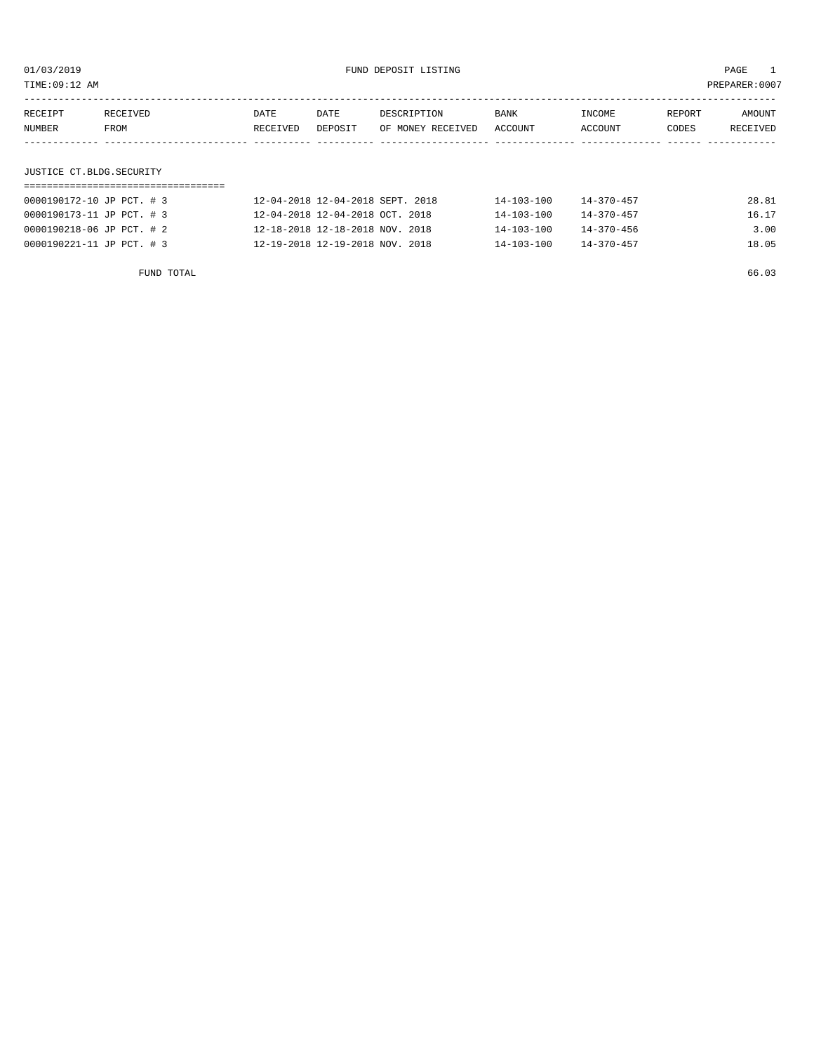FUND DEPOSIT LISTING

01/03/2019
TIME:09:12 AM
PREPARER:0007

| RECEIPT NUMBER | RECEIVED FROM | DATE RECEIVED | DATE DEPOSIT | DESCRIPTION OF MONEY RECEIVED | BANK ACCOUNT | INCOME ACCOUNT | REPORT CODES | AMOUNT RECEIVED |
|---|---|---|---|---|---|---|---|---|
| **JUSTICE CT.BLDG.SECURITY** | | | | | | | | |
| 0000190172-10 | JP PCT. # 3 | 12-04-2018 | 12-04-2018 | SEPT. 2018 | 14-103-100 | 14-370-457 | | 28.81 |
| 0000190173-11 | JP PCT. # 3 | 12-04-2018 | 12-04-2018 | OCT. 2018 | 14-103-100 | 14-370-457 | | 16.17 |
| 0000190218-06 | JP PCT. # 2 | 12-18-2018 | 12-18-2018 | NOV. 2018 | 14-103-100 | 14-370-456 | | 3.00 |
| 0000190221-11 | JP PCT. # 3 | 12-19-2018 | 12-19-2018 | NOV. 2018 | 14-103-100 | 14-370-457 | | 18.05 |
| | FUND TOTAL | | | | | | | 66.03 |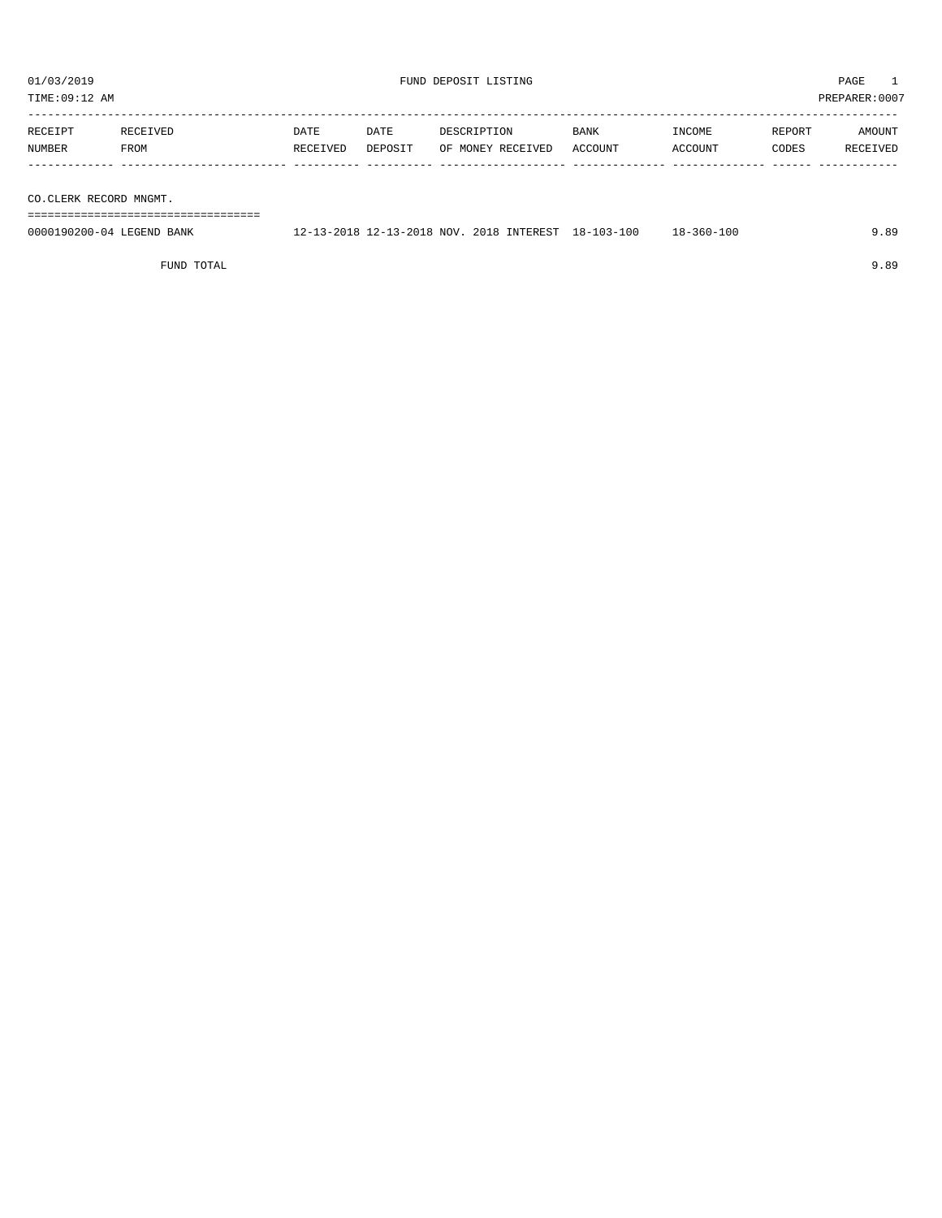01/03/2019 FUND DEPOSIT LISTING

TIME:09:12 AM PREPARER:0007

| RECEIPT NUMBER | RECEIVED FROM | DATE RECEIVED | DATE DEPOSIT | DESCRIPTION OF MONEY RECEIVED | BANK ACCOUNT | INCOME ACCOUNT | REPORT CODES | AMOUNT RECEIVED |
|---|---|---|---|---|---|---|---|---|
| **CO.CLERK RECORD MNGMT.** | | | | | | | | |
| 0000190200-04 | LEGEND BANK | 12-13-2018 | 12-13-2018 | NOV. 2018 INTEREST | 18-103-100 | 18-360-100 | | 9.89 |
| | FUND TOTAL | | | | | | | 9.89 |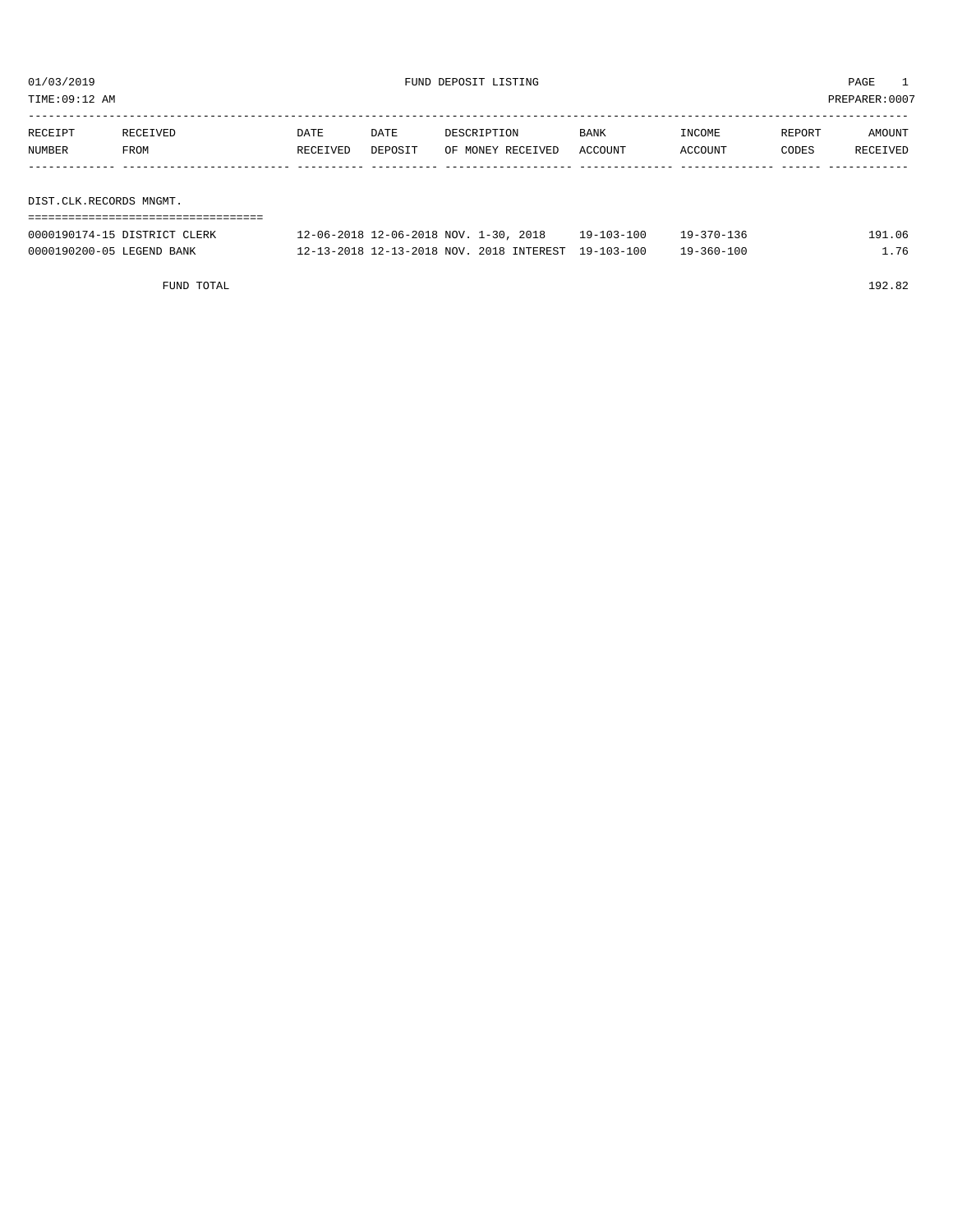01/03/2019 FUND DEPOSIT LISTING PAGE 1

TIME:09:12 AM PREPARER:0007

| RECEIPT NUMBER | RECEIVED FROM | DATE RECEIVED | DATE DEPOSIT | DESCRIPTION OF MONEY RECEIVED | BANK ACCOUNT | INCOME ACCOUNT | REPORT CODES | AMOUNT RECEIVED |
|---|---|---|---|---|---|---|---|---|
| **DIST.CLK.RECORDS MNGMT.** | | | | | | | | |
| 0000190174-15 | DISTRICT CLERK | 12-06-2018 | 12-06-2018 | NOV. 1-30, 2018 | 19-103-100 | 19-370-136 | | 191.06 |
| 0000190200-05 | LEGEND BANK | 12-13-2018 | 12-13-2018 | NOV. 2018 INTEREST | 19-103-100 | 19-360-100 | | 1.76 |
| | FUND TOTAL | | | | | | | 192.82 |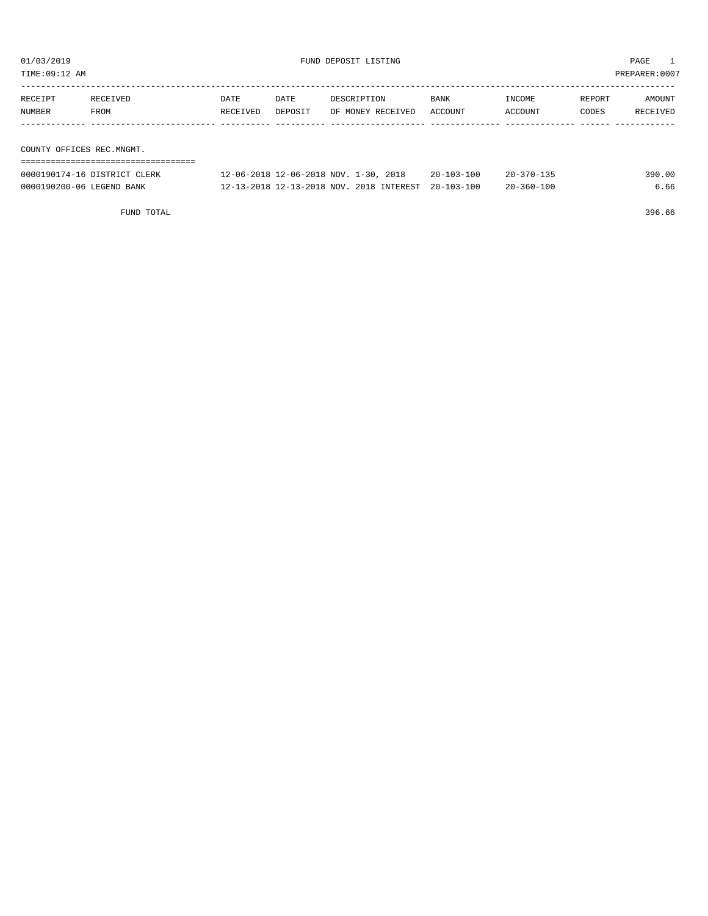# FUND DEPOSIT LISTING

01/03/2019
TIME:09:12 AM
PREPARER:0007

## COUNTY OFFICES REC.MNGMT.

| RECEIPT NUMBER | RECEIVED FROM | DATE RECEIVED | DATE DEPOSIT | DESCRIPTION OF MONEY RECEIVED | BANK ACCOUNT | INCOME ACCOUNT | REPORT CODES | AMOUNT RECEIVED |
|---|---|---|---|---|---|---|---|---|
| 0000190174-16 | DISTRICT CLERK | 12-06-2018 | 12-06-2018 | NOV. 1-30, 2018 | 20-103-100 | 20-370-135 | | 390.00 |
| 0000190200-06 | LEGEND BANK | 12-13-2018 | 12-13-2018 | NOV. 2018 INTEREST | 20-103-100 | 20-360-100 | | 6.66 |
| | FUND TOTAL | | | | | | | 396.66 |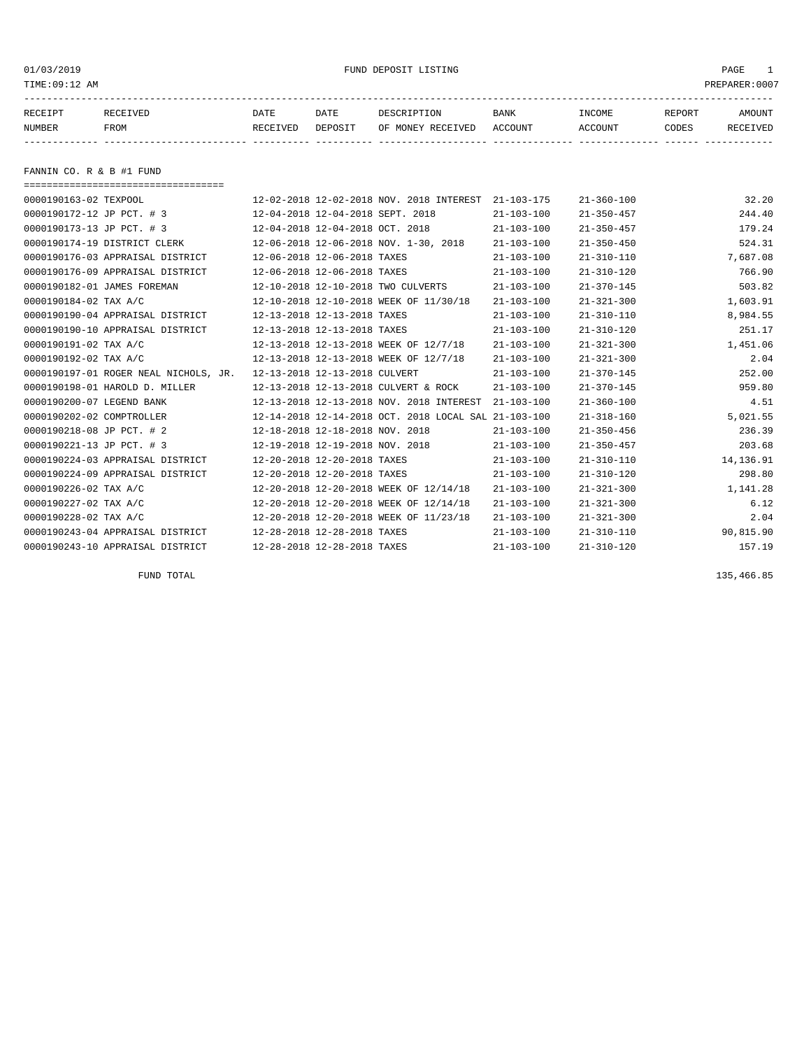01/03/2019 FUND DEPOSIT LISTING

TIME:09:12 AM PREPARER:0007

| RECEIPT NUMBER | RECEIVED FROM | DATE RECEIVED | DATE DEPOSIT | DESCRIPTION OF MONEY RECEIVED | BANK ACCOUNT | INCOME ACCOUNT | REPORT CODES | AMOUNT RECEIVED |
|---|---|---|---|---|---|---|---|---|
| **FANNIN CO. R & B #1 FUND** | | | | | | | | |
| 0000190163-02 | TEXPOOL | 12-02-2018 | 12-02-2018 | NOV. 2018 INTEREST | 21-103-175 | 21-360-100 | | 32.20 |
| 0000190172-12 | JP PCT. # 3 | 12-04-2018 | 12-04-2018 | SEPT. 2018 | 21-103-100 | 21-350-457 | | 244.40 |
| 0000190173-13 | JP PCT. # 3 | 12-04-2018 | 12-04-2018 | OCT. 2018 | 21-103-100 | 21-350-457 | | 179.24 |
| 0000190174-19 | DISTRICT CLERK | 12-06-2018 | 12-06-2018 | NOV. 1-30, 2018 | 21-103-100 | 21-350-450 | | 524.31 |
| 0000190176-03 | APPRAISAL DISTRICT | 12-06-2018 | 12-06-2018 | TAXES | 21-103-100 | 21-310-110 | | 7,687.08 |
| 0000190176-09 | APPRAISAL DISTRICT | 12-06-2018 | 12-06-2018 | TAXES | 21-103-100 | 21-310-120 | | 766.90 |
| 0000190182-01 | JAMES FOREMAN | 12-10-2018 | 12-10-2018 | TWO CULVERTS | 21-103-100 | 21-370-145 | | 503.82 |
| 0000190184-02 | TAX A/C | 12-10-2018 | 12-10-2018 | WEEK OF 11/30/18 | 21-103-100 | 21-321-300 | | 1,603.91 |
| 0000190190-04 | APPRAISAL DISTRICT | 12-13-2018 | 12-13-2018 | TAXES | 21-103-100 | 21-310-110 | | 8,984.55 |
| 0000190190-10 | APPRAISAL DISTRICT | 12-13-2018 | 12-13-2018 | TAXES | 21-103-100 | 21-310-120 | | 251.17 |
| 0000190191-02 | TAX A/C | 12-13-2018 | 12-13-2018 | WEEK OF 12/7/18 | 21-103-100 | 21-321-300 | | 1,451.06 |
| 0000190192-02 | TAX A/C | 12-13-2018 | 12-13-2018 | WEEK OF 12/7/18 | 21-103-100 | 21-321-300 | | 2.04 |
| 0000190197-01 | ROGER NEAL NICHOLS, JR. | 12-13-2018 | 12-13-2018 | CULVERT | 21-103-100 | 21-370-145 | | 252.00 |
| 0000190198-01 | HAROLD D. MILLER | 12-13-2018 | 12-13-2018 | CULVERT & ROCK | 21-103-100 | 21-370-145 | | 959.80 |
| 0000190200-07 | LEGEND BANK | 12-13-2018 | 12-13-2018 | NOV. 2018 INTEREST | 21-103-100 | 21-360-100 | | 4.51 |
| 0000190202-02 | COMPTROLLER | 12-14-2018 | 12-14-2018 | OCT. 2018 LOCAL SAL | 21-103-100 | 21-318-160 | | 5,021.55 |
| 0000190218-08 | JP PCT. # 2 | 12-18-2018 | 12-18-2018 | NOV. 2018 | 21-103-100 | 21-350-456 | | 236.39 |
| 0000190221-13 | JP PCT. # 3 | 12-19-2018 | 12-19-2018 | NOV. 2018 | 21-103-100 | 21-350-457 | | 203.68 |
| 0000190224-03 | APPRAISAL DISTRICT | 12-20-2018 | 12-20-2018 | TAXES | 21-103-100 | 21-310-110 | | 14,136.91 |
| 0000190224-09 | APPRAISAL DISTRICT | 12-20-2018 | 12-20-2018 | TAXES | 21-103-100 | 21-310-120 | | 298.80 |
| 0000190226-02 | TAX A/C | 12-20-2018 | 12-20-2018 | WEEK OF 12/14/18 | 21-103-100 | 21-321-300 | | 1,141.28 |
| 0000190227-02 | TAX A/C | 12-20-2018 | 12-20-2018 | WEEK OF 12/14/18 | 21-103-100 | 21-321-300 | | 6.12 |
| 0000190228-02 | TAX A/C | 12-20-2018 | 12-20-2018 | WEEK OF 11/23/18 | 21-103-100 | 21-321-300 | | 2.04 |
| 0000190243-04 | APPRAISAL DISTRICT | 12-28-2018 | 12-28-2018 | TAXES | 21-103-100 | 21-310-110 | | 90,815.90 |
| 0000190243-10 | APPRAISAL DISTRICT | 12-28-2018 | 12-28-2018 | TAXES | 21-103-100 | 21-310-120 | | 157.19 |
| | FUND TOTAL | | | | | | | 135,466.85 |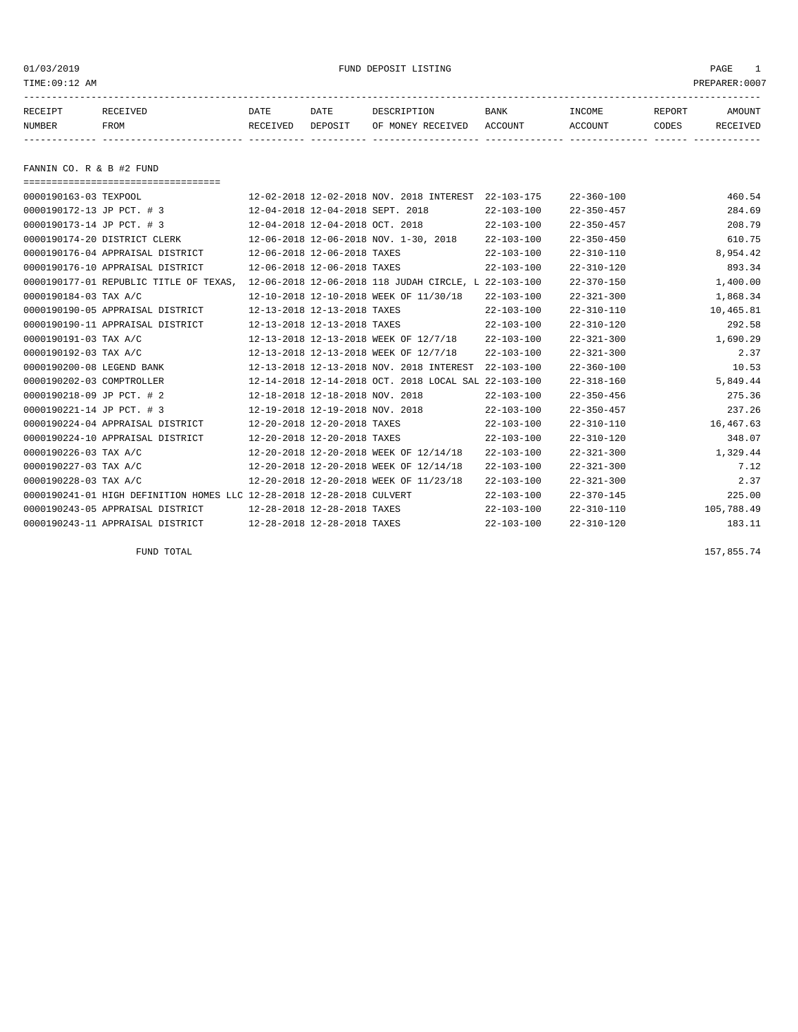01/03/2019 FUND DEPOSIT LISTING
TIME:09:12 AM PREPARER:0007

| RECEIPT NUMBER | RECEIVED FROM | DATE RECEIVED | DATE DEPOSIT | DESCRIPTION OF MONEY RECEIVED | BANK ACCOUNT | INCOME ACCOUNT | REPORT CODES | AMOUNT RECEIVED |
|---|---|---|---|---|---|---|---|---|

## FANNIN CO. R & B #2 FUND

| RECEIPT NUMBER | RECEIVED FROM | DATE RECEIVED | DATE DEPOSIT | DESCRIPTION OF MONEY RECEIVED | BANK ACCOUNT | INCOME ACCOUNT | REPORT CODES | AMOUNT RECEIVED |
|---|---|---|---|---|---|---|---|---|
| 0000190163-03 | TEXPOOL | 12-02-2018 | 12-02-2018 | NOV. 2018 INTEREST | 22-103-175 | 22-360-100 | | 460.54 |
| 0000190172-13 | JP PCT. # 3 | 12-04-2018 | 12-04-2018 | SEPT. 2018 | 22-103-100 | 22-350-457 | | 284.69 |
| 0000190173-14 | JP PCT. # 3 | 12-04-2018 | 12-04-2018 | OCT. 2018 | 22-103-100 | 22-350-457 | | 208.79 |
| 0000190174-20 | DISTRICT CLERK | 12-06-2018 | 12-06-2018 | NOV. 1-30, 2018 | 22-103-100 | 22-350-450 | | 610.75 |
| 0000190176-04 | APPRAISAL DISTRICT | 12-06-2018 | 12-06-2018 | TAXES | 22-103-100 | 22-310-110 | | 8,954.42 |
| 0000190176-10 | APPRAISAL DISTRICT | 12-06-2018 | 12-06-2018 | TAXES | 22-103-100 | 22-310-120 | | 893.34 |
| 0000190177-01 | REPUBLIC TITLE OF TEXAS, | 12-06-2018 | 12-06-2018 | 118 JUDAH CIRCLE, L | 22-103-100 | 22-370-150 | | 1,400.00 |
| 0000190184-03 | TAX A/C | 12-10-2018 | 12-10-2018 | WEEK OF 11/30/18 | 22-103-100 | 22-321-300 | | 1,868.34 |
| 0000190190-05 | APPRAISAL DISTRICT | 12-13-2018 | 12-13-2018 | TAXES | 22-103-100 | 22-310-110 | | 10,465.81 |
| 0000190190-11 | APPRAISAL DISTRICT | 12-13-2018 | 12-13-2018 | TAXES | 22-103-100 | 22-310-120 | | 292.58 |
| 0000190191-03 | TAX A/C | 12-13-2018 | 12-13-2018 | WEEK OF 12/7/18 | 22-103-100 | 22-321-300 | | 1,690.29 |
| 0000190192-03 | TAX A/C | 12-13-2018 | 12-13-2018 | WEEK OF 12/7/18 | 22-103-100 | 22-321-300 | | 2.37 |
| 0000190200-08 | LEGEND BANK | 12-13-2018 | 12-13-2018 | NOV. 2018 INTEREST | 22-103-100 | 22-360-100 | | 10.53 |
| 0000190202-03 | COMPTROLLER | 12-14-2018 | 12-14-2018 | OCT. 2018 LOCAL SAL | 22-103-100 | 22-318-160 | | 5,849.44 |
| 0000190218-09 | JP PCT. # 2 | 12-18-2018 | 12-18-2018 | NOV. 2018 | 22-103-100 | 22-350-456 | | 275.36 |
| 0000190221-14 | JP PCT. # 3 | 12-19-2018 | 12-19-2018 | NOV. 2018 | 22-103-100 | 22-350-457 | | 237.26 |
| 0000190224-04 | APPRAISAL DISTRICT | 12-20-2018 | 12-20-2018 | TAXES | 22-103-100 | 22-310-110 | | 16,467.63 |
| 0000190224-10 | APPRAISAL DISTRICT | 12-20-2018 | 12-20-2018 | TAXES | 22-103-100 | 22-310-120 | | 348.07 |
| 0000190226-03 | TAX A/C | 12-20-2018 | 12-20-2018 | WEEK OF 12/14/18 | 22-103-100 | 22-321-300 | | 1,329.44 |
| 0000190227-03 | TAX A/C | 12-20-2018 | 12-20-2018 | WEEK OF 12/14/18 | 22-103-100 | 22-321-300 | | 7.12 |
| 0000190228-03 | TAX A/C | 12-20-2018 | 12-20-2018 | WEEK OF 11/23/18 | 22-103-100 | 22-321-300 | | 2.37 |
| 0000190241-01 | HIGH DEFINITION HOMES LLC | 12-28-2018 | 12-28-2018 | CULVERT | 22-103-100 | 22-370-145 | | 225.00 |
| 0000190243-05 | APPRAISAL DISTRICT | 12-28-2018 | 12-28-2018 | TAXES | 22-103-100 | 22-310-110 | | 105,788.49 |
| 0000190243-11 | APPRAISAL DISTRICT | 12-28-2018 | 12-28-2018 | TAXES | 22-103-100 | 22-310-120 | | 183.11 |

FUND TOTAL 157,855.74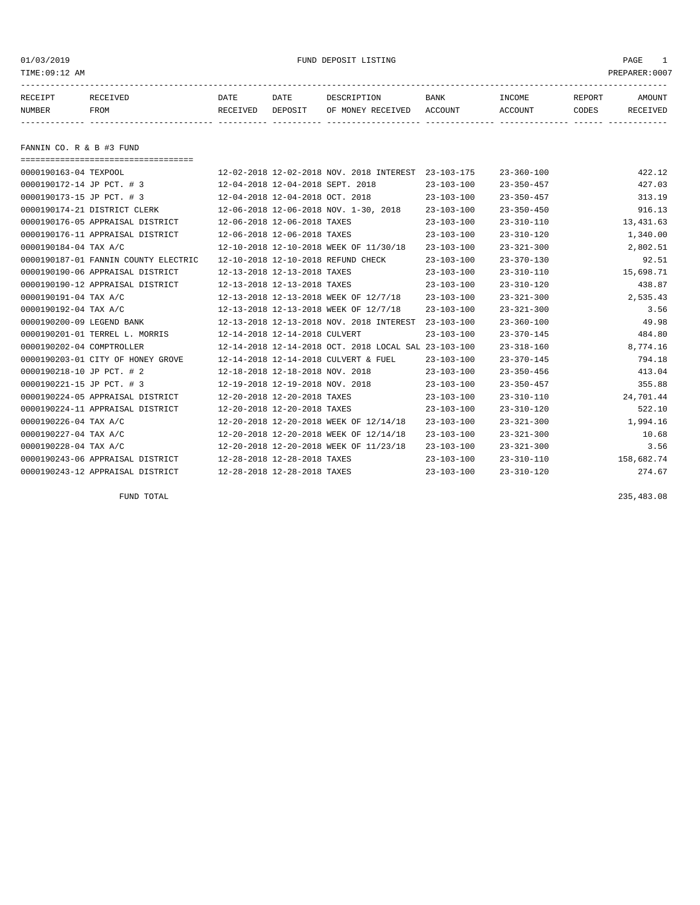01/03/2019 FUND DEPOSIT LISTING

TIME:09:12 AM PREPARER:0007

| RECEIPT NUMBER | RECEIVED FROM | DATE RECEIVED | DATE DEPOSIT | DESCRIPTION OF MONEY RECEIVED | BANK ACCOUNT | INCOME ACCOUNT | REPORT CODES | AMOUNT RECEIVED |
|---|---|---|---|---|---|---|---|---|

## FANNIN CO. R & B #3 FUND

| RECEIPT NUMBER | RECEIVED FROM | DATE RECEIVED | DATE DEPOSIT | DESCRIPTION OF MONEY RECEIVED | BANK ACCOUNT | INCOME ACCOUNT | REPORT CODES | AMOUNT RECEIVED |
|---|---|---|---|---|---|---|---|---|
| 0000190163-04 | TEXPOOL | 12-02-2018 | 12-02-2018 | NOV. 2018 INTEREST | 23-103-175 | 23-360-100 | | 422.12 |
| 0000190172-14 | JP PCT. # 3 | 12-04-2018 | 12-04-2018 | SEPT. 2018 | 23-103-100 | 23-350-457 | | 427.03 |
| 0000190173-15 | JP PCT. # 3 | 12-04-2018 | 12-04-2018 | OCT. 2018 | 23-103-100 | 23-350-457 | | 313.19 |
| 0000190174-21 | DISTRICT CLERK | 12-06-2018 | 12-06-2018 | NOV. 1-30, 2018 | 23-103-100 | 23-350-450 | | 916.13 |
| 0000190176-05 | APPRAISAL DISTRICT | 12-06-2018 | 12-06-2018 | TAXES | 23-103-100 | 23-310-110 | | 13,431.63 |
| 0000190176-11 | APPRAISAL DISTRICT | 12-06-2018 | 12-06-2018 | TAXES | 23-103-100 | 23-310-120 | | 1,340.00 |
| 0000190184-04 | TAX A/C | 12-10-2018 | 12-10-2018 | WEEK OF 11/30/18 | 23-103-100 | 23-321-300 | | 2,802.51 |
| 0000190187-01 | FANNIN COUNTY ELECTRIC | 12-10-2018 | 12-10-2018 | REFUND CHECK | 23-103-100 | 23-370-130 | | 92.51 |
| 0000190190-06 | APPRAISAL DISTRICT | 12-13-2018 | 12-13-2018 | TAXES | 23-103-100 | 23-310-110 | | 15,698.71 |
| 0000190190-12 | APPRAISAL DISTRICT | 12-13-2018 | 12-13-2018 | TAXES | 23-103-100 | 23-310-120 | | 438.87 |
| 0000190191-04 | TAX A/C | 12-13-2018 | 12-13-2018 | WEEK OF 12/7/18 | 23-103-100 | 23-321-300 | | 2,535.43 |
| 0000190192-04 | TAX A/C | 12-13-2018 | 12-13-2018 | WEEK OF 12/7/18 | 23-103-100 | 23-321-300 | | 3.56 |
| 0000190200-09 | LEGEND BANK | 12-13-2018 | 12-13-2018 | NOV. 2018 INTEREST | 23-103-100 | 23-360-100 | | 49.98 |
| 0000190201-01 | TERREL L. MORRIS | 12-14-2018 | 12-14-2018 | CULVERT | 23-103-100 | 23-370-145 | | 484.80 |
| 0000190202-04 | COMPTROLLER | 12-14-2018 | 12-14-2018 | OCT. 2018 LOCAL SAL | 23-103-100 | 23-318-160 | | 8,774.16 |
| 0000190203-01 | CITY OF HONEY GROVE | 12-14-2018 | 12-14-2018 | CULVERT & FUEL | 23-103-100 | 23-370-145 | | 794.18 |
| 0000190218-10 | JP PCT. # 2 | 12-18-2018 | 12-18-2018 | NOV. 2018 | 23-103-100 | 23-350-456 | | 413.04 |
| 0000190221-15 | JP PCT. # 3 | 12-19-2018 | 12-19-2018 | NOV. 2018 | 23-103-100 | 23-350-457 | | 355.88 |
| 0000190224-05 | APPRAISAL DISTRICT | 12-20-2018 | 12-20-2018 | TAXES | 23-103-100 | 23-310-110 | | 24,701.44 |
| 0000190224-11 | APPRAISAL DISTRICT | 12-20-2018 | 12-20-2018 | TAXES | 23-103-100 | 23-310-120 | | 522.10 |
| 0000190226-04 | TAX A/C | 12-20-2018 | 12-20-2018 | WEEK OF 12/14/18 | 23-103-100 | 23-321-300 | | 1,994.16 |
| 0000190227-04 | TAX A/C | 12-20-2018 | 12-20-2018 | WEEK OF 12/14/18 | 23-103-100 | 23-321-300 | | 10.68 |
| 0000190228-04 | TAX A/C | 12-20-2018 | 12-20-2018 | WEEK OF 11/23/18 | 23-103-100 | 23-321-300 | | 3.56 |
| 0000190243-06 | APPRAISAL DISTRICT | 12-28-2018 | 12-28-2018 | TAXES | 23-103-100 | 23-310-110 | | 158,682.74 |
| 0000190243-12 | APPRAISAL DISTRICT | 12-28-2018 | 12-28-2018 | TAXES | 23-103-100 | 23-310-120 | | 274.67 |
| | FUND TOTAL | | | | | | | 235,483.08 |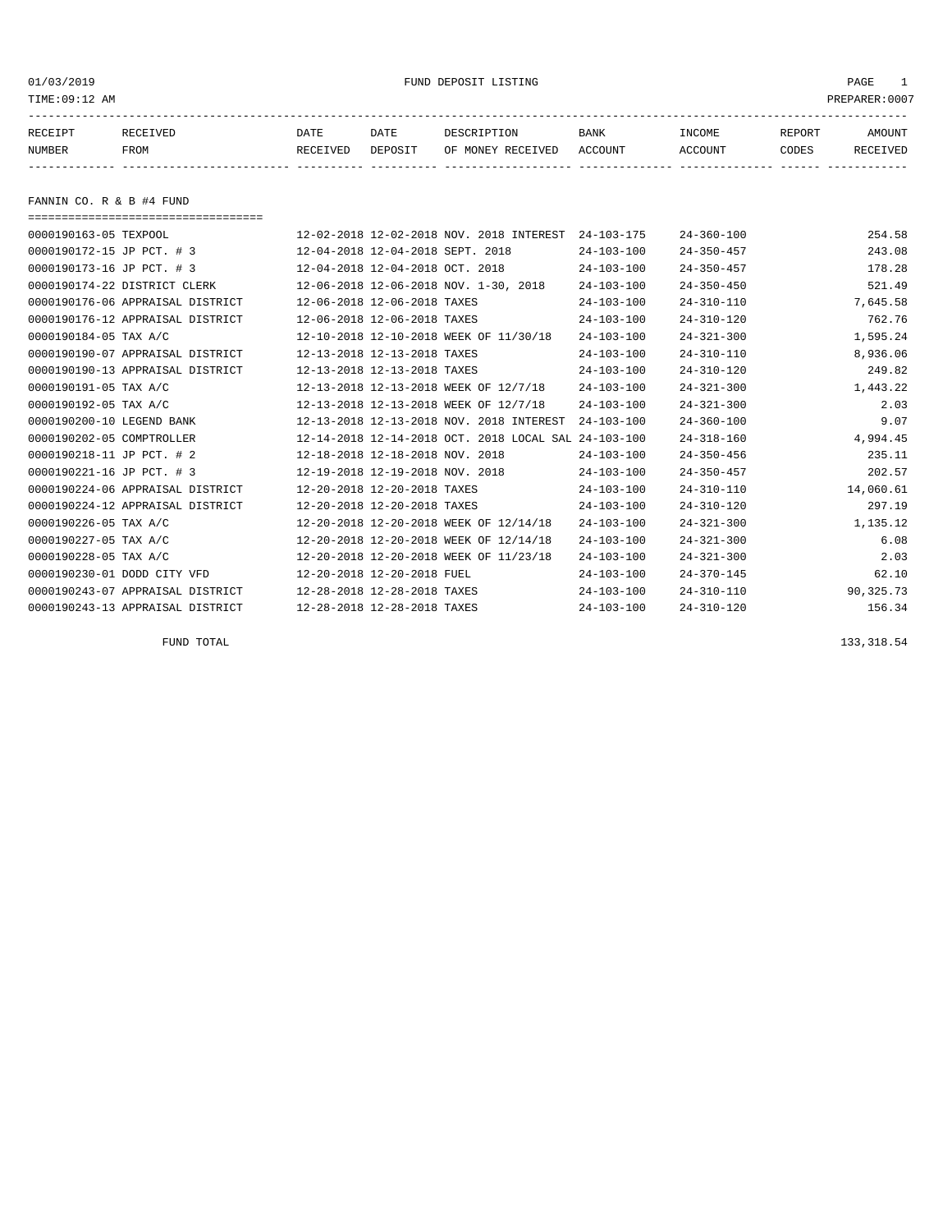01/03/2019 FUND DEPOSIT LISTING

TIME:09:12 AM PREPARER:0007

| RECEIPT NUMBER | RECEIVED FROM | DATE RECEIVED | DATE DEPOSIT | DESCRIPTION OF MONEY RECEIVED | BANK ACCOUNT | INCOME ACCOUNT | REPORT CODES | AMOUNT RECEIVED |
|---|---|---|---|---|---|---|---|---|

## FANNIN CO. R & B #4 FUND

| RECEIPT NUMBER | RECEIVED FROM | DATE RECEIVED | DATE DEPOSIT | DESCRIPTION OF MONEY RECEIVED | BANK ACCOUNT | INCOME ACCOUNT | REPORT CODES | AMOUNT RECEIVED |
|---|---|---|---|---|---|---|---|---|
| 0000190163-05 | TEXPOOL | 12-02-2018 | 12-02-2018 | NOV. 2018 INTEREST | 24-103-175 | 24-360-100 | | 254.58 |
| 0000190172-15 | JP PCT. # 3 | 12-04-2018 | 12-04-2018 | SEPT. 2018 | 24-103-100 | 24-350-457 | | 243.08 |
| 0000190173-16 | JP PCT. # 3 | 12-04-2018 | 12-04-2018 | OCT. 2018 | 24-103-100 | 24-350-457 | | 178.28 |
| 0000190174-22 | DISTRICT CLERK | 12-06-2018 | 12-06-2018 | NOV. 1-30, 2018 | 24-103-100 | 24-350-450 | | 521.49 |
| 0000190176-06 | APPRAISAL DISTRICT | 12-06-2018 | 12-06-2018 | TAXES | 24-103-100 | 24-310-110 | | 7,645.58 |
| 0000190176-12 | APPRAISAL DISTRICT | 12-06-2018 | 12-06-2018 | TAXES | 24-103-100 | 24-310-120 | | 762.76 |
| 0000190184-05 | TAX A/C | 12-10-2018 | 12-10-2018 | WEEK OF 11/30/18 | 24-103-100 | 24-321-300 | | 1,595.24 |
| 0000190190-07 | APPRAISAL DISTRICT | 12-13-2018 | 12-13-2018 | TAXES | 24-103-100 | 24-310-110 | | 8,936.06 |
| 0000190190-13 | APPRAISAL DISTRICT | 12-13-2018 | 12-13-2018 | TAXES | 24-103-100 | 24-310-120 | | 249.82 |
| 0000190191-05 | TAX A/C | 12-13-2018 | 12-13-2018 | WEEK OF 12/7/18 | 24-103-100 | 24-321-300 | | 1,443.22 |
| 0000190192-05 | TAX A/C | 12-13-2018 | 12-13-2018 | WEEK OF 12/7/18 | 24-103-100 | 24-321-300 | | 2.03 |
| 0000190200-10 | LEGEND BANK | 12-13-2018 | 12-13-2018 | NOV. 2018 INTEREST | 24-103-100 | 24-360-100 | | 9.07 |
| 0000190202-05 | COMPTROLLER | 12-14-2018 | 12-14-2018 | OCT. 2018 LOCAL SAL | 24-103-100 | 24-318-160 | | 4,994.45 |
| 0000190218-11 | JP PCT. # 2 | 12-18-2018 | 12-18-2018 | NOV. 2018 | 24-103-100 | 24-350-456 | | 235.11 |
| 0000190221-16 | JP PCT. # 3 | 12-19-2018 | 12-19-2018 | NOV. 2018 | 24-103-100 | 24-350-457 | | 202.57 |
| 0000190224-06 | APPRAISAL DISTRICT | 12-20-2018 | 12-20-2018 | TAXES | 24-103-100 | 24-310-110 | | 14,060.61 |
| 0000190224-12 | APPRAISAL DISTRICT | 12-20-2018 | 12-20-2018 | TAXES | 24-103-100 | 24-310-120 | | 297.19 |
| 0000190226-05 | TAX A/C | 12-20-2018 | 12-20-2018 | WEEK OF 12/14/18 | 24-103-100 | 24-321-300 | | 1,135.12 |
| 0000190227-05 | TAX A/C | 12-20-2018 | 12-20-2018 | WEEK OF 12/14/18 | 24-103-100 | 24-321-300 | | 6.08 |
| 0000190228-05 | TAX A/C | 12-20-2018 | 12-20-2018 | WEEK OF 11/23/18 | 24-103-100 | 24-321-300 | | 2.03 |
| 0000190230-01 | DODD CITY VFD | 12-20-2018 | 12-20-2018 | FUEL | 24-103-100 | 24-370-145 | | 62.10 |
| 0000190243-07 | APPRAISAL DISTRICT | 12-28-2018 | 12-28-2018 | TAXES | 24-103-100 | 24-310-110 | | 90,325.73 |
| 0000190243-13 | APPRAISAL DISTRICT | 12-28-2018 | 12-28-2018 | TAXES | 24-103-100 | 24-310-120 | | 156.34 |

FUND TOTAL 133,318.54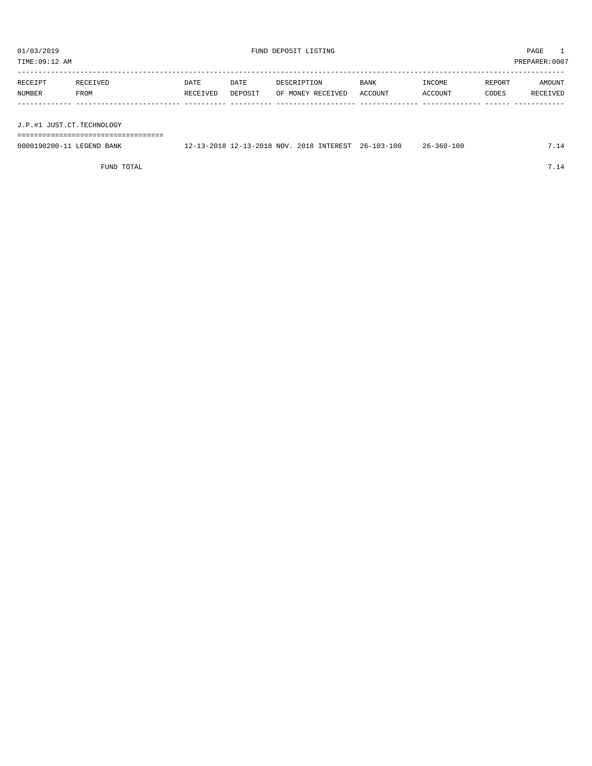01/03/2019 FUND DEPOSIT LISTING PAGE 1

TIME:09:12 AM PREPARER:0007

| RECEIPT NUMBER | RECEIVED FROM | DATE RECEIVED | DATE DEPOSIT | DESCRIPTION OF MONEY RECEIVED | BANK ACCOUNT | INCOME ACCOUNT | REPORT CODES | AMOUNT RECEIVED |
|---|---|---|---|---|---|---|---|---|
| **J.P.#1 JUST.CT.TECHNOLOGY** | | | | | | | | |
| 0000190200-11 | LEGEND BANK | 12-13-2018 | 12-13-2018 | NOV. 2018 INTEREST | 26-103-100 | 26-360-100 | | 7.14 |
| | FUND TOTAL | | | | | | | 7.14 |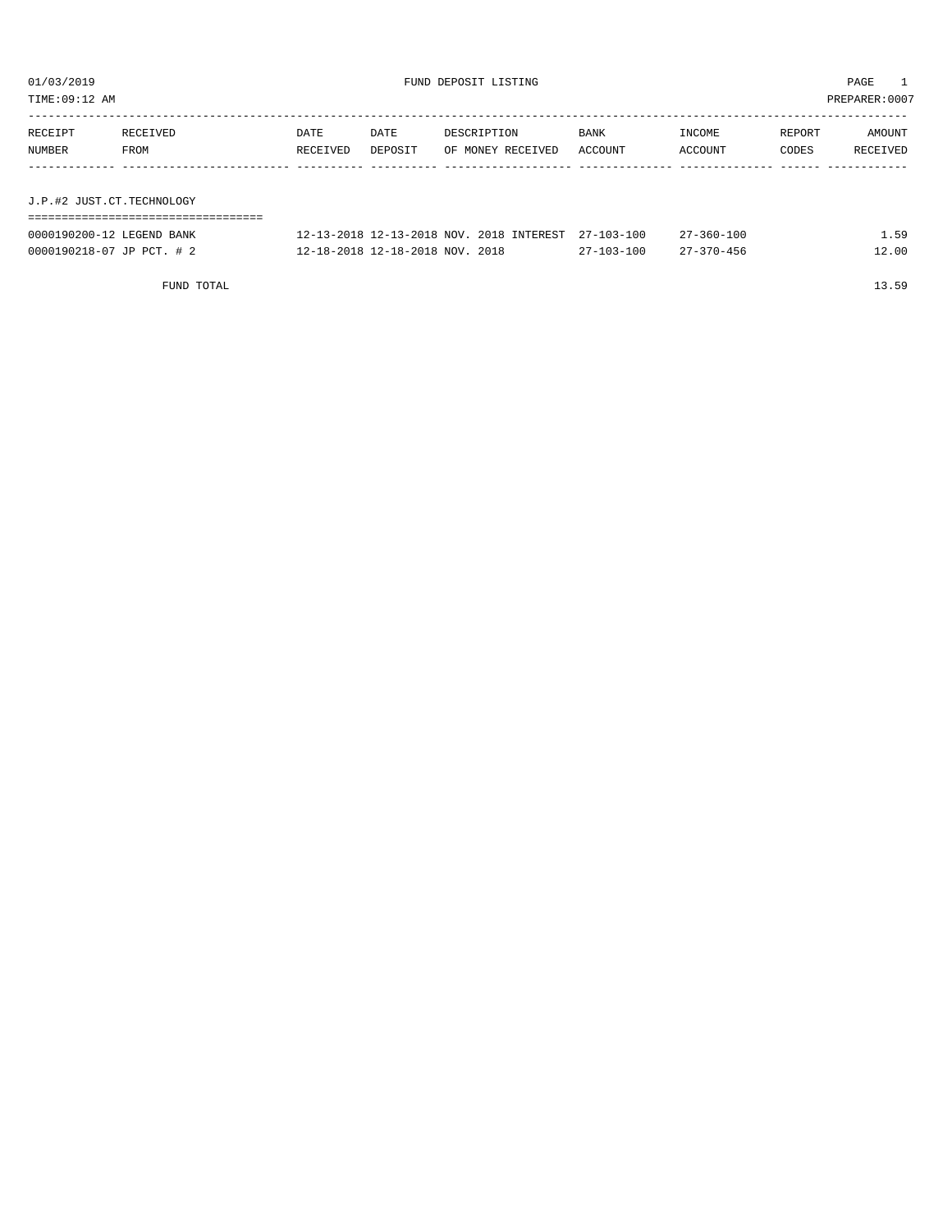01/03/2019 FUND DEPOSIT LISTING

TIME:09:12 AM PREPARER:0007

| RECEIPT NUMBER | RECEIVED FROM | DATE RECEIVED | DATE DEPOSIT | DESCRIPTION OF MONEY RECEIVED | BANK ACCOUNT | INCOME ACCOUNT | REPORT CODES | AMOUNT RECEIVED |
|---|---|---|---|---|---|---|---|---|

## J.P.#2 JUST.CT.TECHNOLOGY

| RECEIPT NUMBER | RECEIVED FROM | DATE RECEIVED | DATE DEPOSIT | DESCRIPTION OF MONEY RECEIVED | BANK ACCOUNT | INCOME ACCOUNT | REPORT CODES | AMOUNT RECEIVED |
|---|---|---|---|---|---|---|---|---|
| 0000190200-12 | LEGEND BANK | 12-13-2018 | 12-13-2018 | NOV. 2018 INTEREST | 27-103-100 | 27-360-100 | | 1.59 |
| 0000190218-07 | JP PCT. # 2 | 12-18-2018 | 12-18-2018 | NOV. 2018 | 27-103-100 | 27-370-456 | | 12.00 |
| | FUND TOTAL | | | | | | | 13.59 |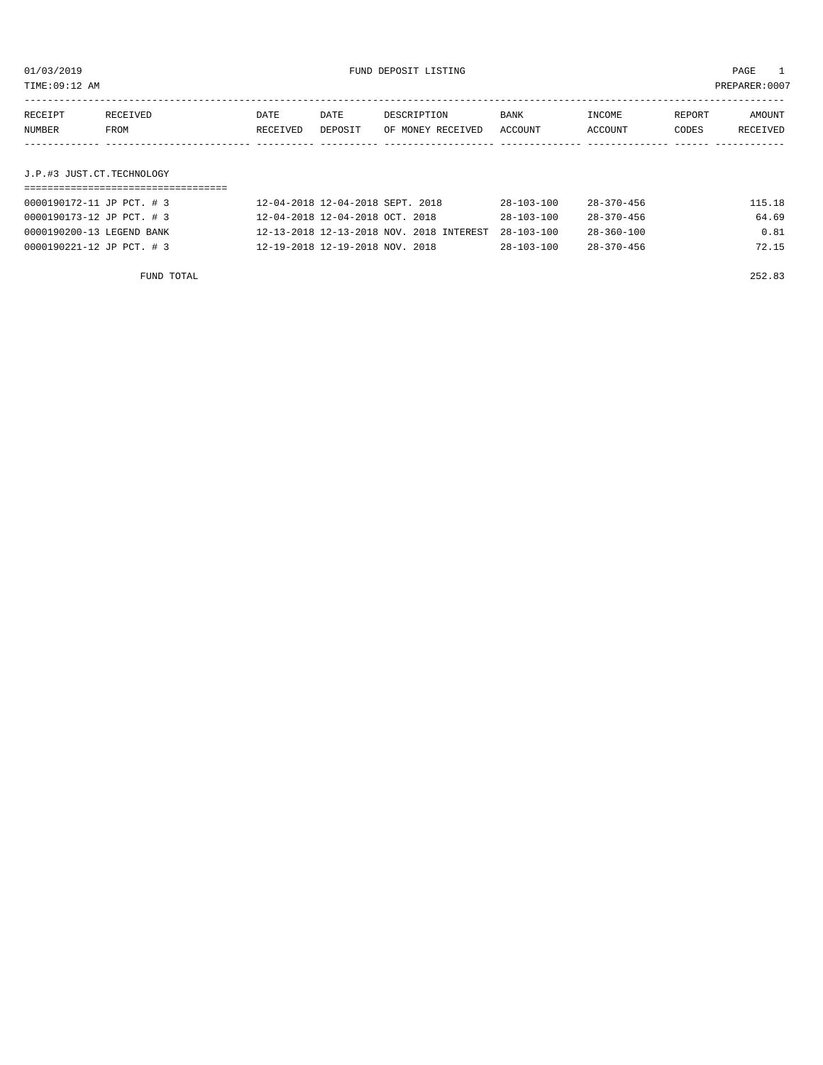01/03/2019 FUND DEPOSIT LISTING PAGE 1

TIME:09:12 AM PREPARER:0007

| RECEIPT NUMBER | RECEIVED FROM | DATE RECEIVED | DATE DEPOSIT | DESCRIPTION OF MONEY RECEIVED | BANK ACCOUNT | INCOME ACCOUNT | REPORT CODES | AMOUNT RECEIVED |
|---|---|---|---|---|---|---|---|---|
| **J.P.#3 JUST.CT.TECHNOLOGY** | | | | | | | | |
| 0000190172-11 | JP PCT. # 3 | 12-04-2018 | 12-04-2018 | SEPT. 2018 | 28-103-100 | 28-370-456 | | 115.18 |
| 0000190173-12 | JP PCT. # 3 | 12-04-2018 | 12-04-2018 | OCT. 2018 | 28-103-100 | 28-370-456 | | 64.69 |
| 0000190200-13 | LEGEND BANK | 12-13-2018 | 12-13-2018 | NOV. 2018 INTEREST | 28-103-100 | 28-360-100 | | 0.81 |
| 0000190221-12 | JP PCT. # 3 | 12-19-2018 | 12-19-2018 | NOV. 2018 | 28-103-100 | 28-370-456 | | 72.15 |
| | FUND TOTAL | | | | | | | 252.83 |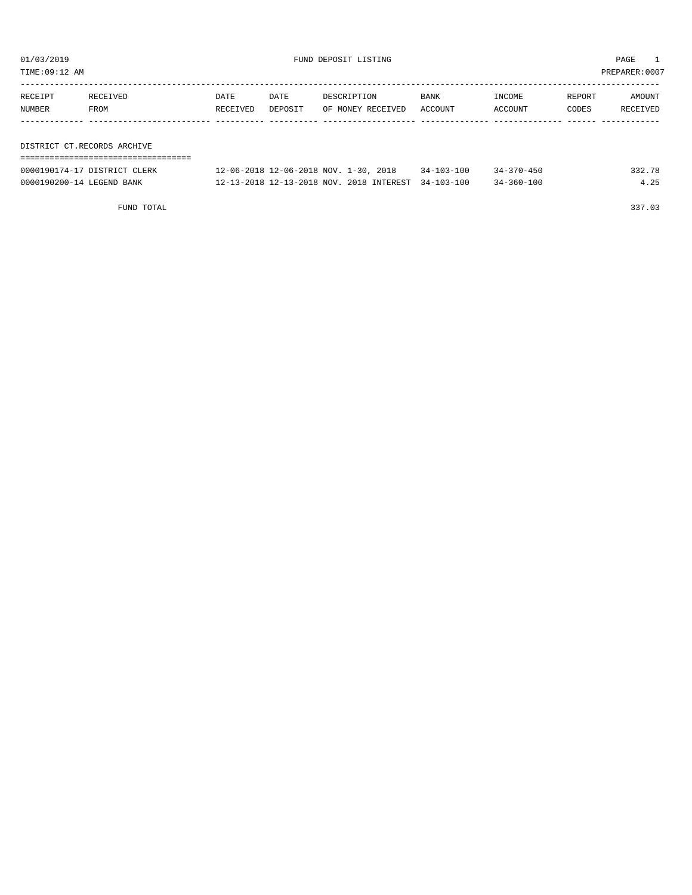01/03/2019 FUND DEPOSIT LISTING PAGE 1

TIME:09:12 AM PREPARER:0007

| RECEIPT NUMBER | RECEIVED FROM | DATE RECEIVED | DATE DEPOSIT | DESCRIPTION OF MONEY RECEIVED | BANK ACCOUNT | INCOME ACCOUNT | REPORT CODES | AMOUNT RECEIVED |
|---|---|---|---|---|---|---|---|---|
| **DISTRICT CT.RECORDS ARCHIVE** | | | | | | | | |
| 0000190174-17 | DISTRICT CLERK | 12-06-2018 | 12-06-2018 | NOV. 1-30, 2018 | 34-103-100 | 34-370-450 | | 332.78 |
| 0000190200-14 | LEGEND BANK | 12-13-2018 | 12-13-2018 | NOV. 2018 INTEREST | 34-103-100 | 34-360-100 | | 4.25 |
| | FUND TOTAL | | | | | | | 337.03 |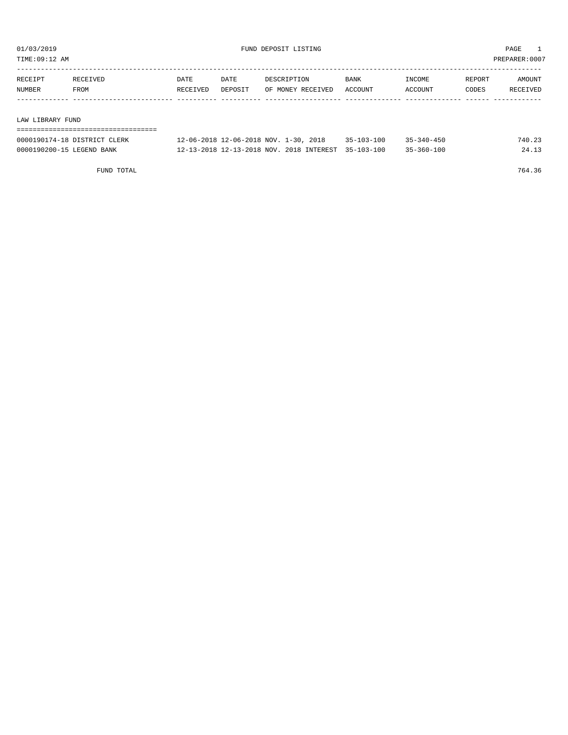01/03/2019 FUND DEPOSIT LISTING

TIME:09:12 AM PREPARER:0007

| RECEIPT NUMBER | RECEIVED FROM | DATE RECEIVED | DATE DEPOSIT | DESCRIPTION OF MONEY RECEIVED | BANK ACCOUNT | INCOME ACCOUNT | REPORT CODES | AMOUNT RECEIVED |
|---|---|---|---|---|---|---|---|---|
| **LAW LIBRARY FUND** | | | | | | | | |
| 0000190174-18 | DISTRICT CLERK | 12-06-2018 | 12-06-2018 | NOV. 1-30, 2018 | 35-103-100 | 35-340-450 | | 740.23 |
| 0000190200-15 | LEGEND BANK | 12-13-2018 | 12-13-2018 | NOV. 2018 INTEREST | 35-103-100 | 35-360-100 | | 24.13 |
| | FUND TOTAL | | | | | | | 764.36 |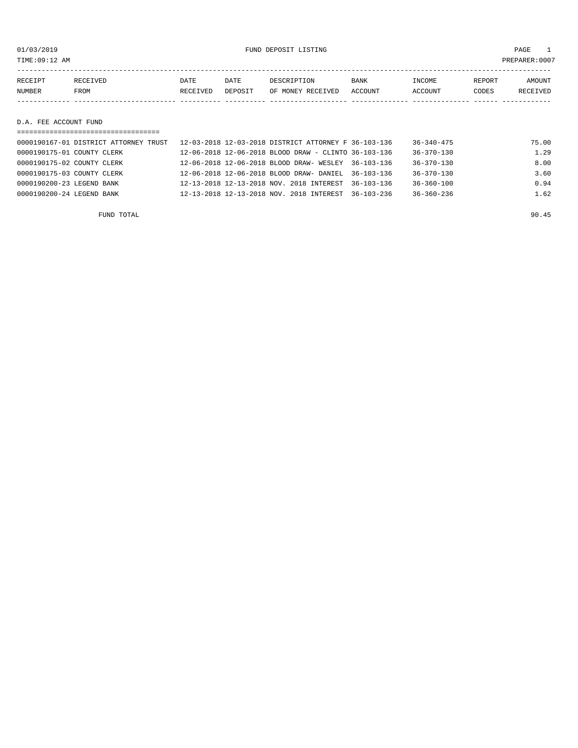01/03/2019 FUND DEPOSIT LISTING PAGE 1

TIME:09:12 AM PREPARER:0007

| RECEIPT NUMBER | RECEIVED FROM | DATE RECEIVED | DATE DEPOSIT | DESCRIPTION OF MONEY RECEIVED | BANK ACCOUNT | INCOME ACCOUNT | REPORT CODES | AMOUNT RECEIVED |
|---|---|---|---|---|---|---|---|---|

## D.A. FEE ACCOUNT FUND

| RECEIPT NUMBER | RECEIVED FROM | DATE RECEIVED | DATE DEPOSIT | DESCRIPTION OF MONEY RECEIVED | BANK ACCOUNT | INCOME ACCOUNT | REPORT CODES | AMOUNT RECEIVED |
|---|---|---|---|---|---|---|---|---|
| 0000190167-01 | DISTRICT ATTORNEY TRUST | 12-03-2018 | 12-03-2018 | DISTRICT ATTORNEY F | 36-103-136 | 36-340-475 | | 75.00 |
| 0000190175-01 | COUNTY CLERK | 12-06-2018 | 12-06-2018 | BLOOD DRAW - CLINTO | 36-103-136 | 36-370-130 | | 1.29 |
| 0000190175-02 | COUNTY CLERK | 12-06-2018 | 12-06-2018 | BLOOD DRAW- WESLEY | 36-103-136 | 36-370-130 | | 8.00 |
| 0000190175-03 | COUNTY CLERK | 12-06-2018 | 12-06-2018 | BLOOD DRAW- DANIEL | 36-103-136 | 36-370-130 | | 3.60 |
| 0000190200-23 | LEGEND BANK | 12-13-2018 | 12-13-2018 | NOV. 2018 INTEREST | 36-103-136 | 36-360-100 | | 0.94 |
| 0000190200-24 | LEGEND BANK | 12-13-2018 | 12-13-2018 | NOV. 2018 INTEREST | 36-103-236 | 36-360-236 | | 1.62 |
| | FUND TOTAL | | | | | | | 90.45 |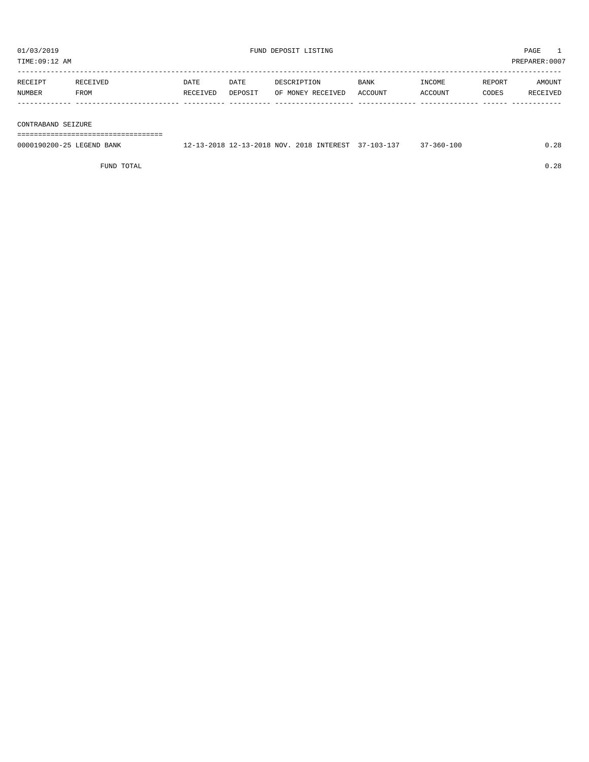01/03/2019 FUND DEPOSIT LISTING

TIME:09:12 AM PREPARER:0007

| RECEIPT NUMBER | RECEIVED FROM | DATE RECEIVED | DATE DEPOSIT | DESCRIPTION OF MONEY RECEIVED | BANK ACCOUNT | INCOME ACCOUNT | REPORT CODES | AMOUNT RECEIVED |
|---|---|---|---|---|---|---|---|---|
| **CONTRABAND SEIZURE** | | | | | | | | |
| 0000190200-25 | LEGEND BANK | 12-13-2018 | 12-13-2018 | NOV. 2018 INTEREST | 37-103-137 | 37-360-100 | | 0.28 |
| | FUND TOTAL | | | | | | | 0.28 |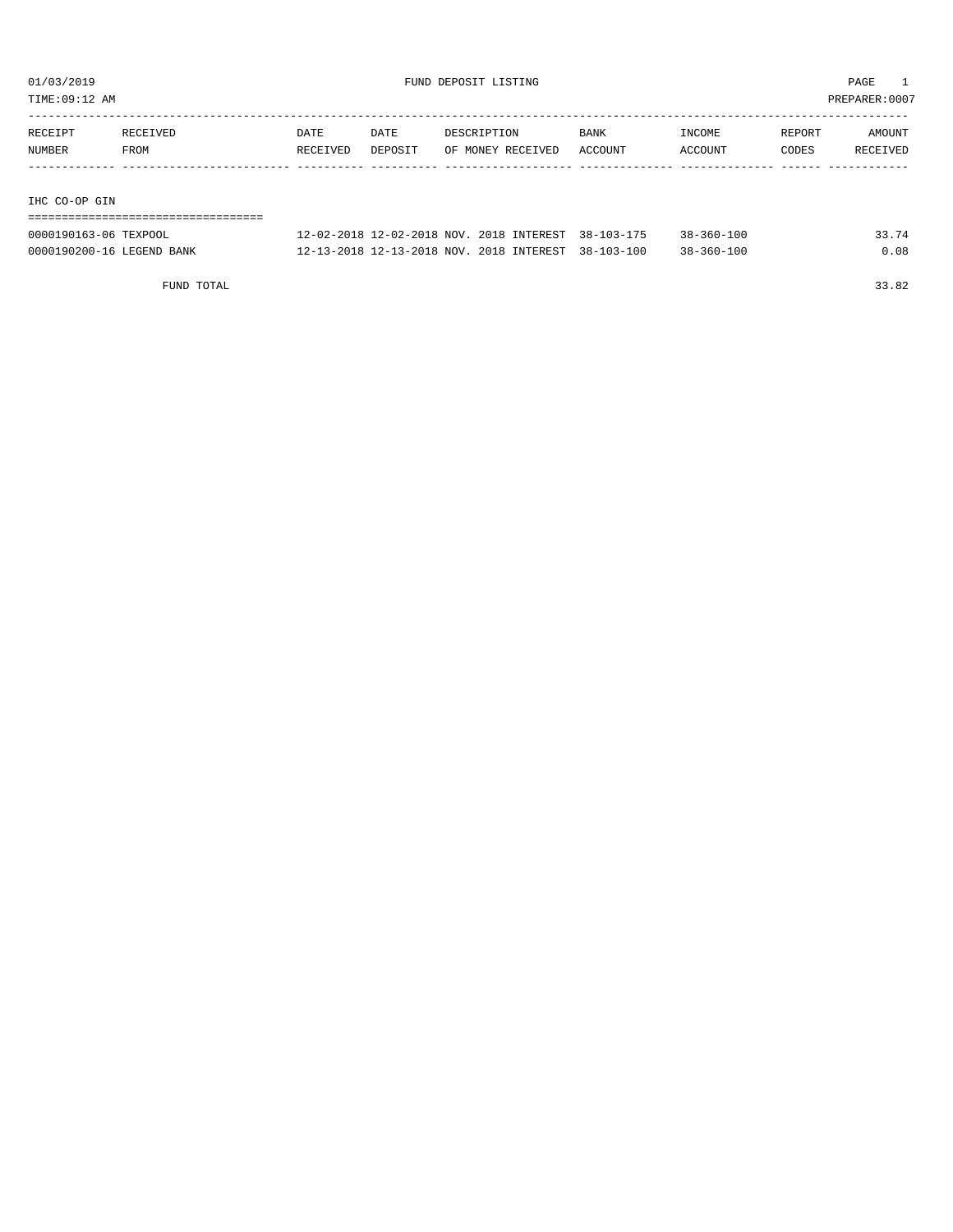01/03/2019 FUND DEPOSIT LISTING

TIME:09:12 AM PREPARER:0007

| RECEIPT NUMBER | RECEIVED FROM | DATE RECEIVED | DATE DEPOSIT | DESCRIPTION OF MONEY RECEIVED | BANK ACCOUNT | INCOME ACCOUNT | REPORT CODES | AMOUNT RECEIVED |
|---|---|---|---|---|---|---|---|---|
| **IHC CO-OP GIN** | | | | | | | | |
| 0000190163-06 | TEXPOOL | 12-02-2018 | 12-02-2018 | NOV. 2018 INTEREST | 38-103-175 | 38-360-100 | | 33.74 |
| 0000190200-16 | LEGEND BANK | 12-13-2018 | 12-13-2018 | NOV. 2018 INTEREST | 38-103-100 | 38-360-100 | | 0.08 |
| | FUND TOTAL | | | | | | | 33.82 |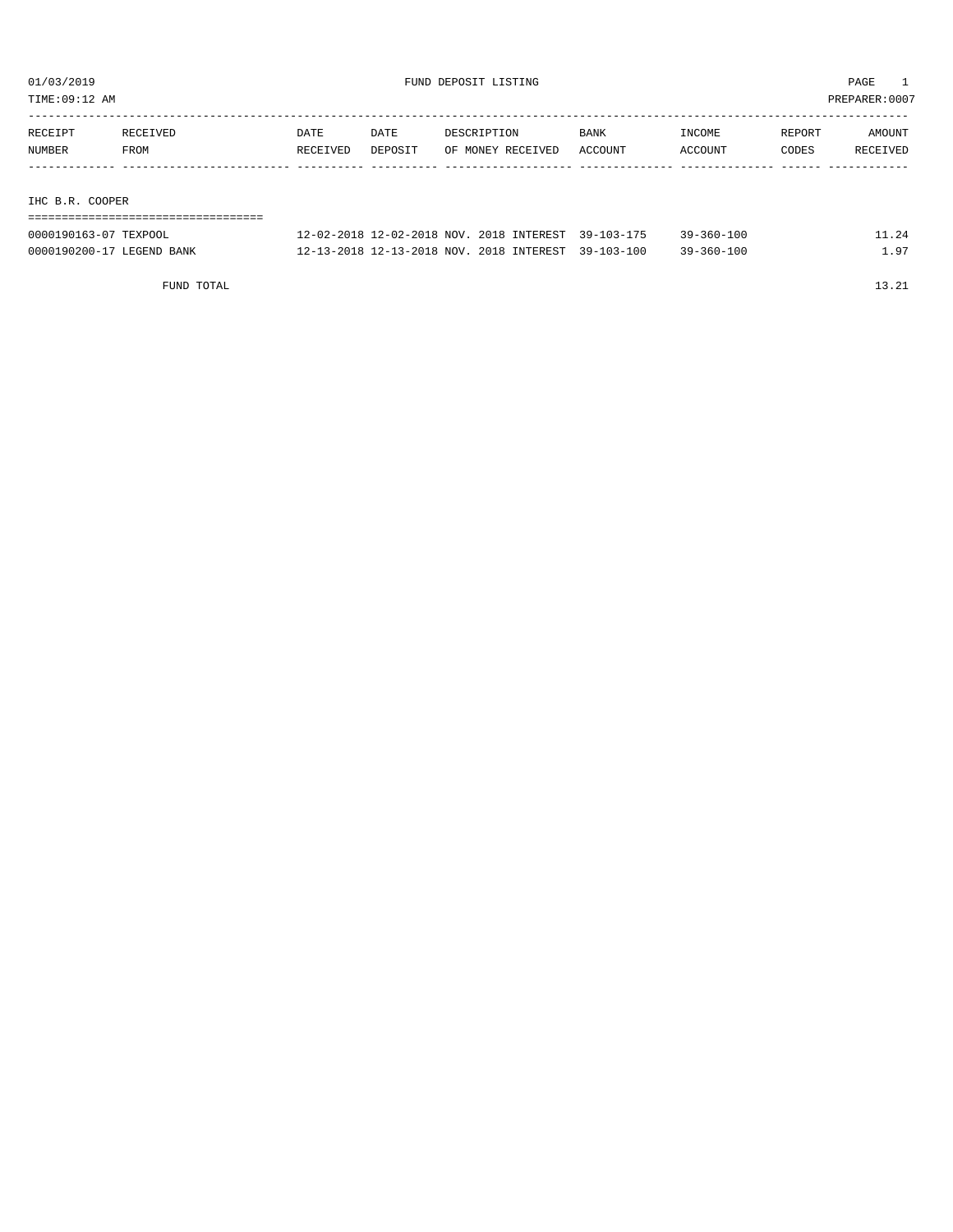01/03/2019 FUND DEPOSIT LISTING PAGE 1

TIME:09:12 AM PREPARER:0007

| RECEIPT NUMBER | RECEIVED FROM | DATE RECEIVED | DATE DEPOSIT | DESCRIPTION OF MONEY RECEIVED | BANK ACCOUNT | INCOME ACCOUNT | REPORT CODES | AMOUNT RECEIVED |
|---|---|---|---|---|---|---|---|---|

## IHC B.R. COOPER

| RECEIPT NUMBER | RECEIVED FROM | DATE RECEIVED | DATE DEPOSIT | DESCRIPTION OF MONEY RECEIVED | BANK ACCOUNT | INCOME ACCOUNT | REPORT CODES | AMOUNT RECEIVED |
|---|---|---|---|---|---|---|---|---|
| 0000190163-07 | TEXPOOL | 12-02-2018 | 12-02-2018 | NOV. 2018 INTEREST | 39-103-175 | 39-360-100 | | 11.24 |
| 0000190200-17 | LEGEND BANK | 12-13-2018 | 12-13-2018 | NOV. 2018 INTEREST | 39-103-100 | 39-360-100 | | 1.97 |
| | FUND TOTAL | | | | | | | 13.21 |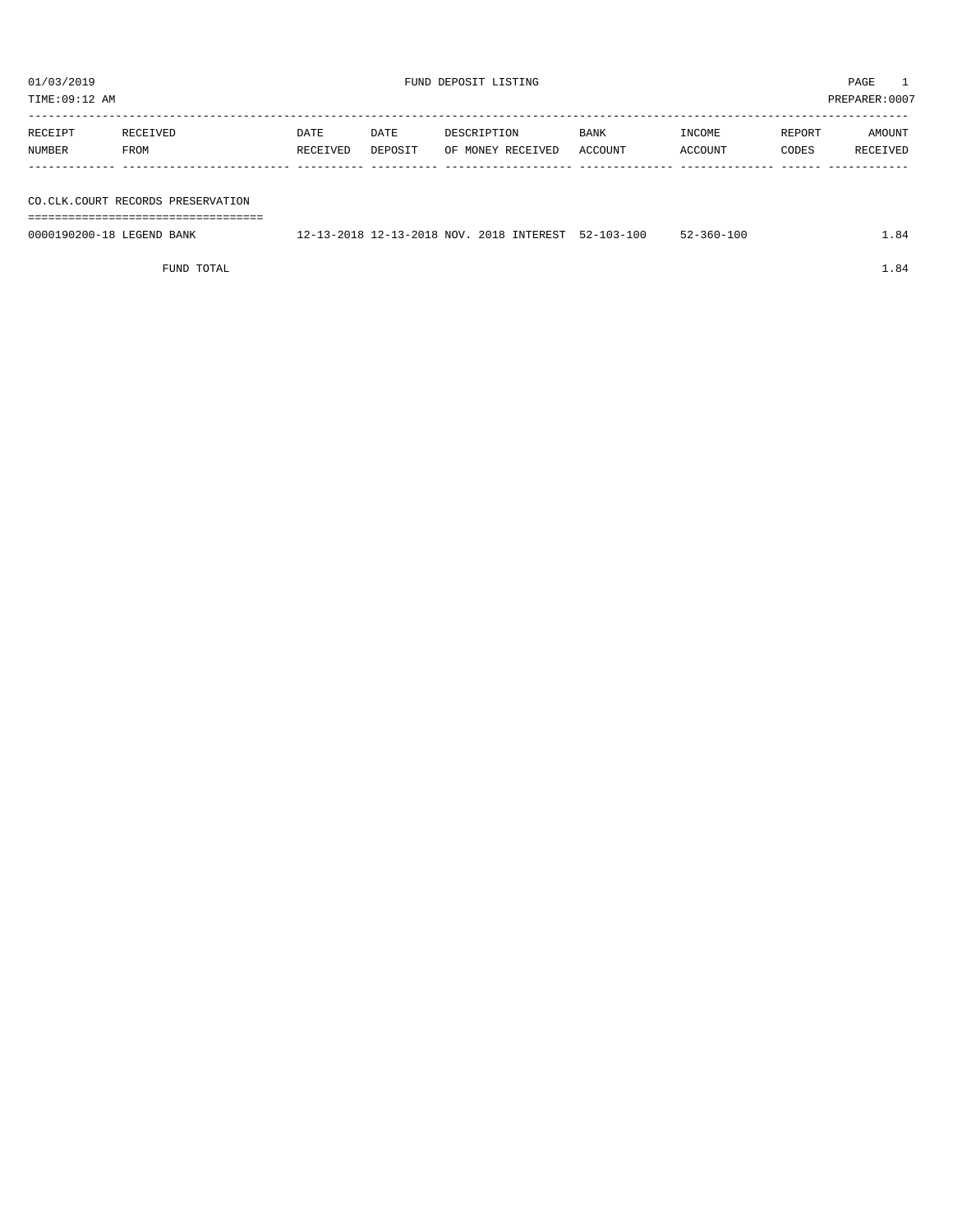01/03/2019 FUND DEPOSIT LISTING

TIME:09:12 AM PREPARER:0007

| RECEIPT NUMBER | RECEIVED FROM | DATE RECEIVED | DATE DEPOSIT | DESCRIPTION OF MONEY RECEIVED | BANK ACCOUNT | INCOME ACCOUNT | REPORT CODES | AMOUNT RECEIVED |
|---|---|---|---|---|---|---|---|---|
| **CO.CLK.COURT RECORDS PRESERVATION** | | | | | | | | |
| 0000190200-18 | LEGEND BANK | 12-13-2018 | 12-13-2018 | NOV. 2018 INTEREST | 52-103-100 | 52-360-100 | | 1.84 |
| | FUND TOTAL | | | | | | | 1.84 |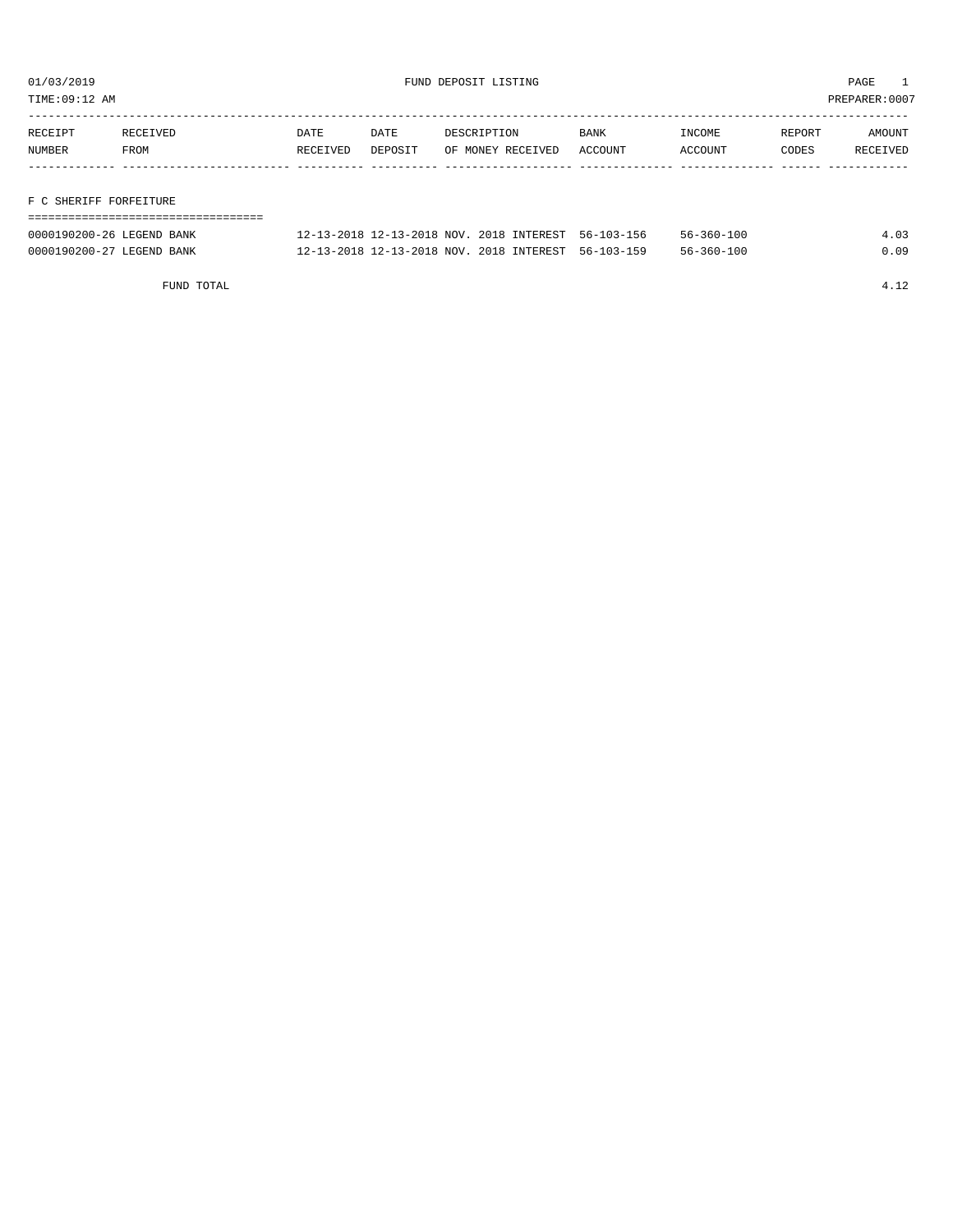01/03/2019 FUND DEPOSIT LISTING PAGE 1

TIME:09:12 AM PREPARER:0007

| RECEIPT NUMBER | RECEIVED FROM | DATE RECEIVED | DATE DEPOSIT | DESCRIPTION OF MONEY RECEIVED | BANK ACCOUNT | INCOME ACCOUNT | REPORT CODES | AMOUNT RECEIVED |
|---|---|---|---|---|---|---|---|---|

F C SHERIFF FORFEITURE

| RECEIPT NUMBER | RECEIVED FROM | DATE RECEIVED | DATE DEPOSIT | DESCRIPTION OF MONEY RECEIVED | BANK ACCOUNT | INCOME ACCOUNT | REPORT CODES | AMOUNT RECEIVED |
|---|---|---|---|---|---|---|---|---|
| 0000190200-26 | LEGEND BANK | 12-13-2018 | 12-13-2018 | NOV. 2018 INTEREST | 56-103-156 | 56-360-100 | | 4.03 |
| 0000190200-27 | LEGEND BANK | 12-13-2018 | 12-13-2018 | NOV. 2018 INTEREST | 56-103-159 | 56-360-100 | | 0.09 |
| | FUND TOTAL | | | | | | | 4.12 |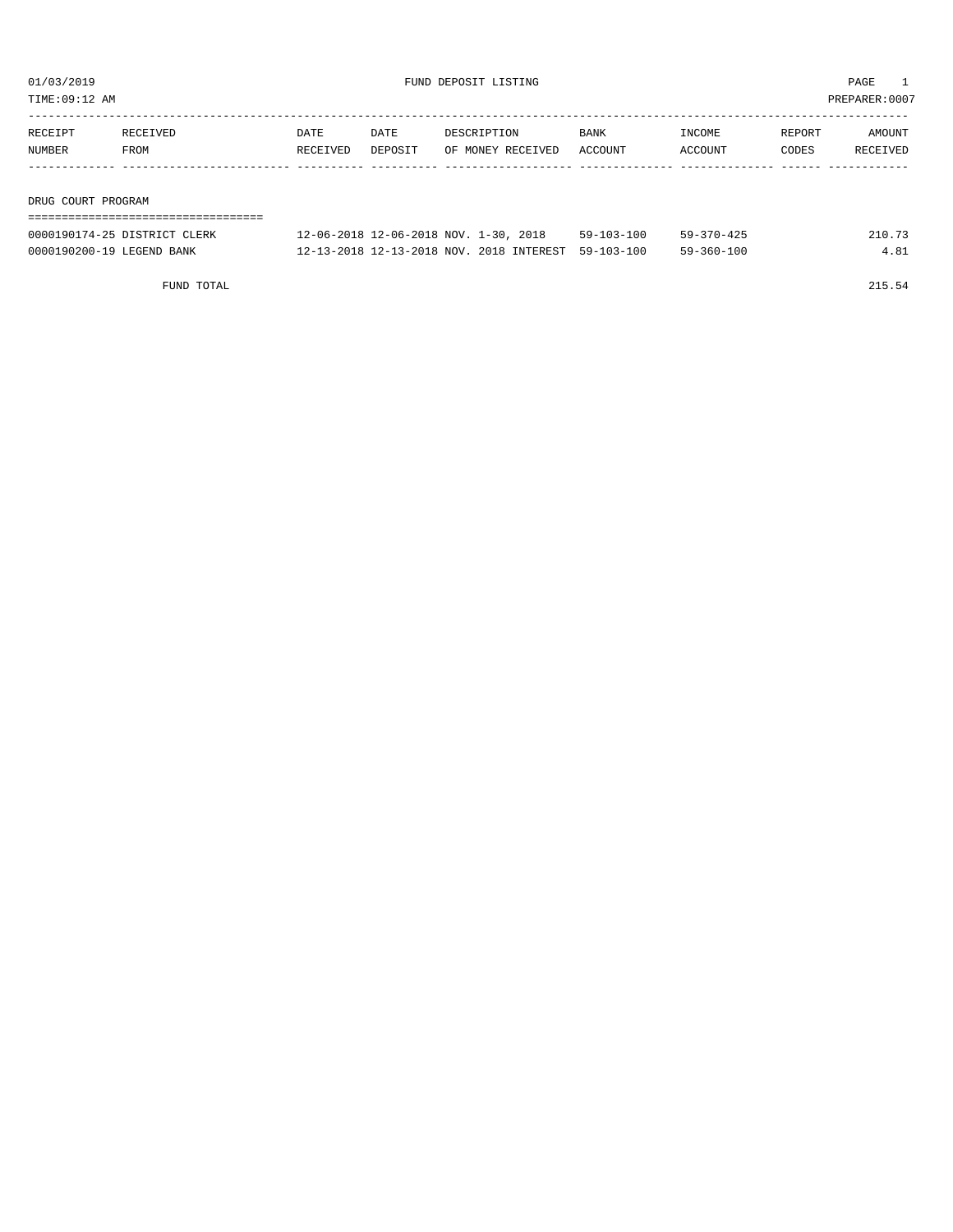01/03/2019 FUND DEPOSIT LISTING PAGE 1

TIME:09:12 AM PREPARER:0007

| RECEIPT NUMBER | RECEIVED FROM | DATE RECEIVED | DATE DEPOSIT | DESCRIPTION OF MONEY RECEIVED | BANK ACCOUNT | INCOME ACCOUNT | REPORT CODES | AMOUNT RECEIVED |
|---|---|---|---|---|---|---|---|---|

## DRUG COURT PROGRAM

| RECEIPT NUMBER | RECEIVED FROM | DATE RECEIVED | DATE DEPOSIT | DESCRIPTION OF MONEY RECEIVED | BANK ACCOUNT | INCOME ACCOUNT | REPORT CODES | AMOUNT RECEIVED |
|---|---|---|---|---|---|---|---|---|
| 0000190174-25 | DISTRICT CLERK | 12-06-2018 | 12-06-2018 | NOV. 1-30, 2018 | 59-103-100 | 59-370-425 | | 210.73 |
| 0000190200-19 | LEGEND BANK | 12-13-2018 | 12-13-2018 | NOV. 2018 INTEREST | 59-103-100 | 59-360-100 | | 4.81 |
| | FUND TOTAL | | | | | | | 215.54 |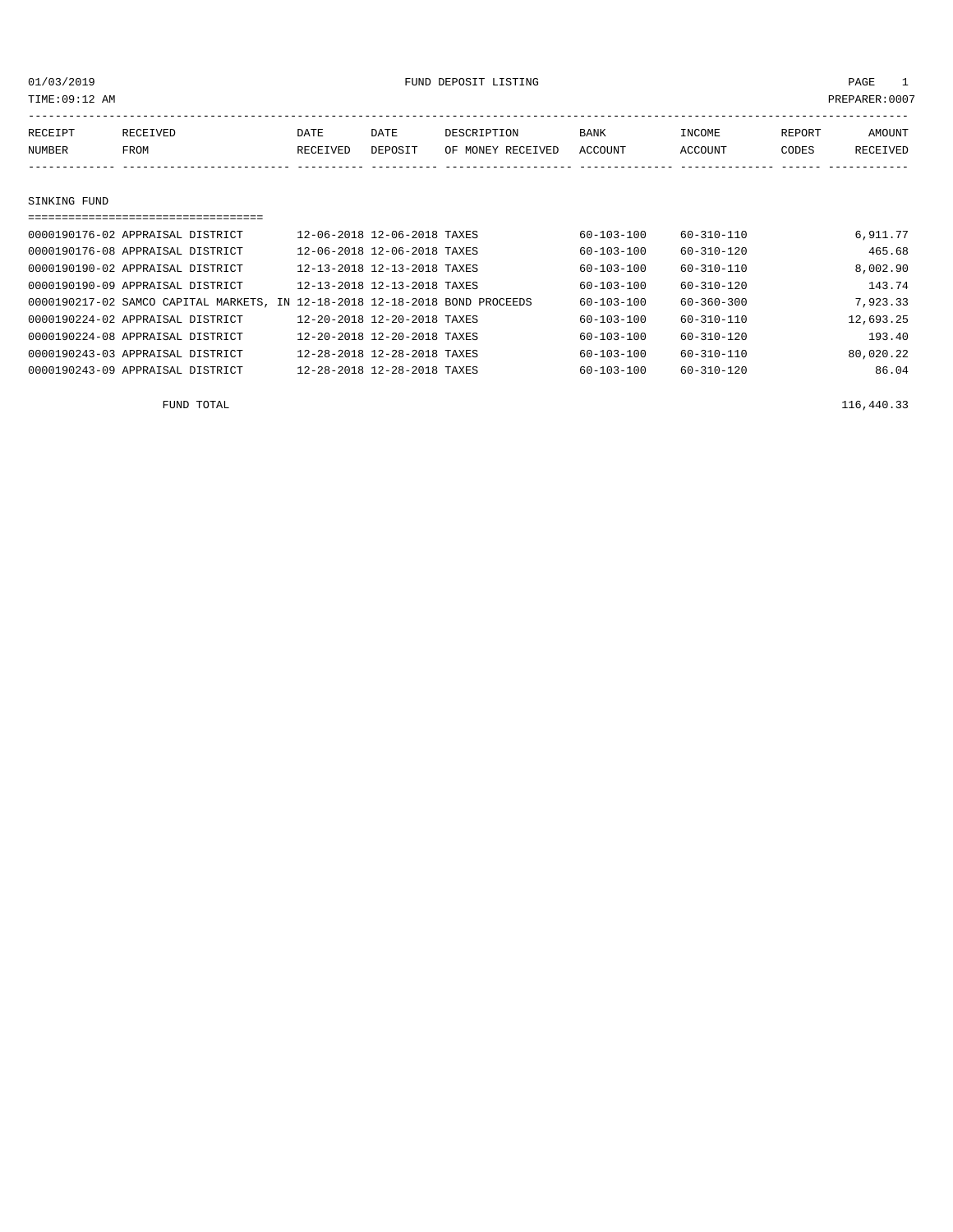01/03/2019 FUND DEPOSIT LISTING PAGE 1
TIME:09:12 AM PREPARER:0007

## SINKING FUND

| RECEIPT NUMBER | RECEIVED FROM | DATE RECEIVED | DATE DEPOSIT | DESCRIPTION OF MONEY RECEIVED | BANK ACCOUNT | INCOME ACCOUNT | REPORT CODES | AMOUNT RECEIVED |
|---|---|---|---|---|---|---|---|---|
| 0000190176-02 | APPRAISAL DISTRICT | 12-06-2018 | 12-06-2018 | TAXES | 60-103-100 | 60-310-110 | | 6,911.77 |
| 0000190176-08 | APPRAISAL DISTRICT | 12-06-2018 | 12-06-2018 | TAXES | 60-103-100 | 60-310-120 | | 465.68 |
| 0000190190-02 | APPRAISAL DISTRICT | 12-13-2018 | 12-13-2018 | TAXES | 60-103-100 | 60-310-110 | | 8,002.90 |
| 0000190190-09 | APPRAISAL DISTRICT | 12-13-2018 | 12-13-2018 | TAXES | 60-103-100 | 60-310-120 | | 143.74 |
| 0000190217-02 | SAMCO CAPITAL MARKETS, IN | 12-18-2018 | 12-18-2018 | BOND PROCEEDS | 60-103-100 | 60-360-300 | | 7,923.33 |
| 0000190224-02 | APPRAISAL DISTRICT | 12-20-2018 | 12-20-2018 | TAXES | 60-103-100 | 60-310-110 | | 12,693.25 |
| 0000190224-08 | APPRAISAL DISTRICT | 12-20-2018 | 12-20-2018 | TAXES | 60-103-100 | 60-310-120 | | 193.40 |
| 0000190243-03 | APPRAISAL DISTRICT | 12-28-2018 | 12-28-2018 | TAXES | 60-103-100 | 60-310-110 | | 80,020.22 |
| 0000190243-09 | APPRAISAL DISTRICT | 12-28-2018 | 12-28-2018 | TAXES | 60-103-100 | 60-310-120 | | 86.04 |

FUND TOTAL 116,440.33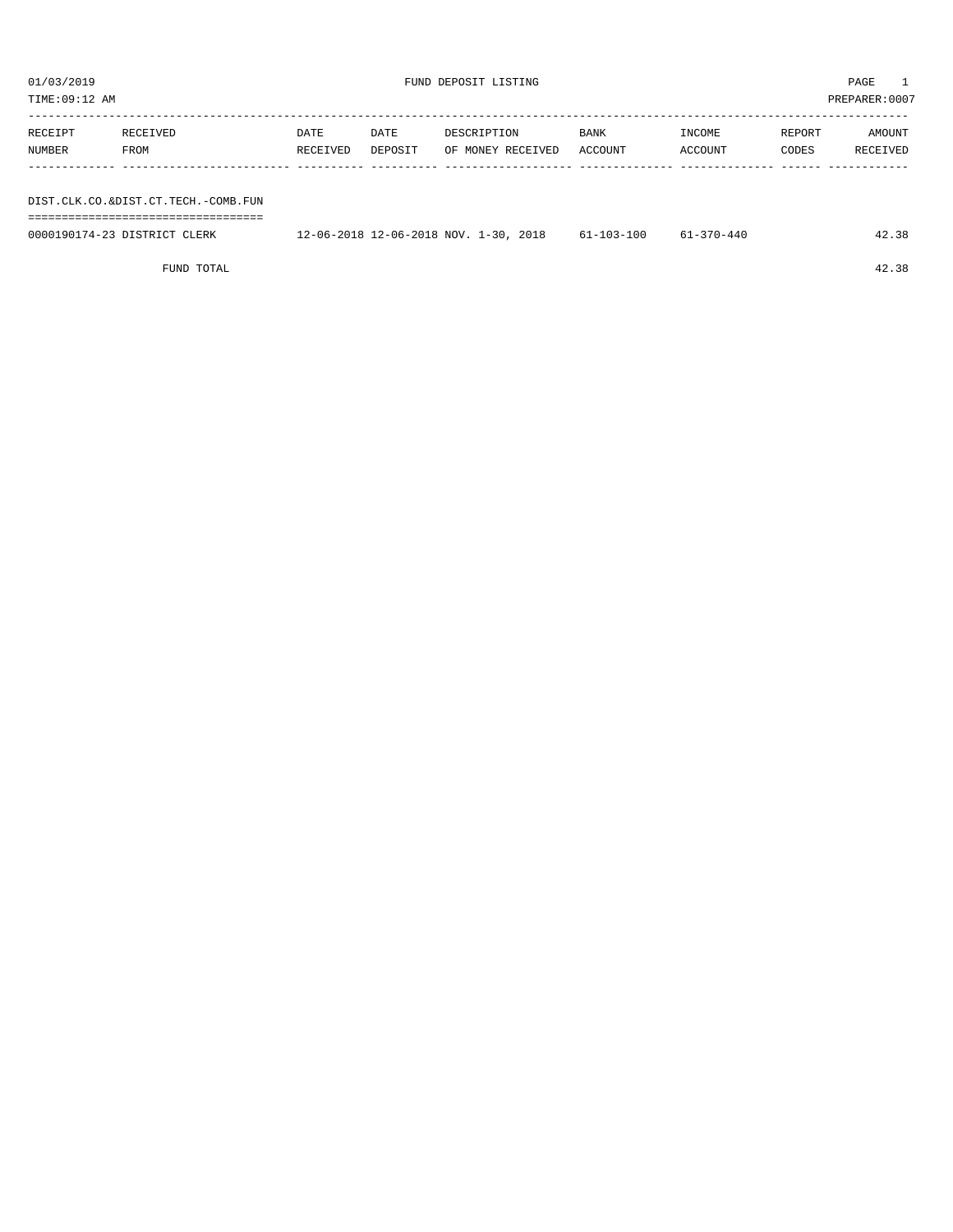01/03/2019 FUND DEPOSIT LISTING

TIME:09:12 AM PREPARER:0007

| RECEIPT NUMBER | RECEIVED FROM | DATE RECEIVED | DATE DEPOSIT | DESCRIPTION OF MONEY RECEIVED | BANK ACCOUNT | INCOME ACCOUNT | REPORT CODES | AMOUNT RECEIVED |
|---|---|---|---|---|---|---|---|---|

DIST.CLK.CO.&DIST.CT.TECH.-COMB.FUN

| RECEIPT NUMBER | RECEIVED FROM | DATE RECEIVED | DATE DEPOSIT | DESCRIPTION OF MONEY RECEIVED | BANK ACCOUNT | INCOME ACCOUNT | REPORT CODES | AMOUNT RECEIVED |
|---|---|---|---|---|---|---|---|---|
| 0000190174-23 | DISTRICT CLERK | 12-06-2018 | 12-06-2018 | NOV. 1-30, 2018 | 61-103-100 | 61-370-440 | | 42.38 |
| | FUND TOTAL | | | | | | | 42.38 |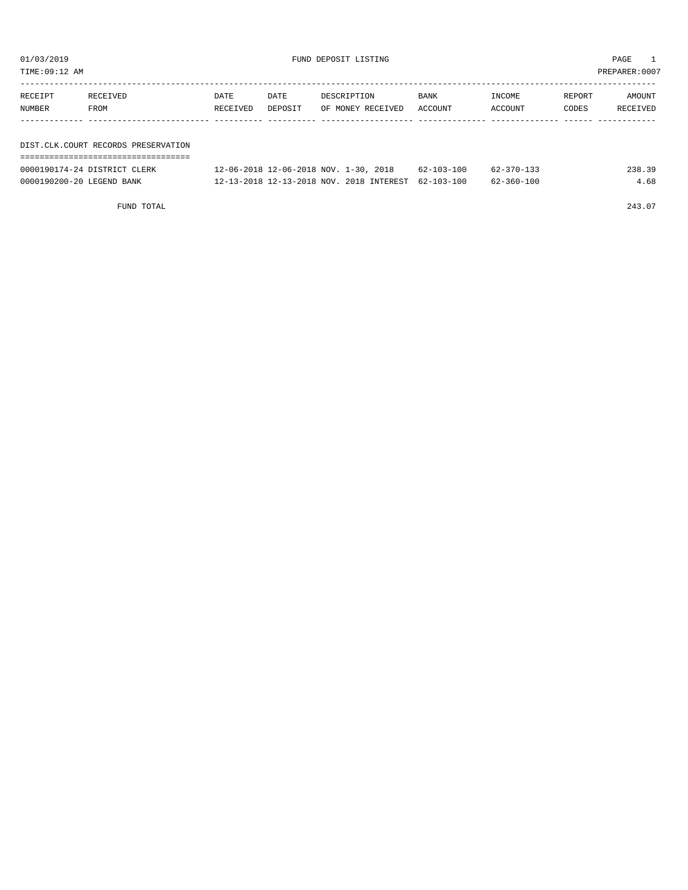01/03/2019 FUND DEPOSIT LISTING

TIME:09:12 AM PREPARER:0007

| RECEIPT NUMBER | RECEIVED FROM | DATE RECEIVED | DATE DEPOSIT | DESCRIPTION OF MONEY RECEIVED | BANK ACCOUNT | INCOME ACCOUNT | REPORT CODES | AMOUNT RECEIVED |
|---|---|---|---|---|---|---|---|---|

## DIST.CLK.COURT RECORDS PRESERVATION

| RECEIPT NUMBER | RECEIVED FROM | DATE RECEIVED | DATE DEPOSIT | DESCRIPTION OF MONEY RECEIVED | BANK ACCOUNT | INCOME ACCOUNT | REPORT CODES | AMOUNT RECEIVED |
|---|---|---|---|---|---|---|---|---|
| 0000190174-24 | DISTRICT CLERK | 12-06-2018 | 12-06-2018 | NOV. 1-30, 2018 | 62-103-100 | 62-370-133 | | 238.39 |
| 0000190200-20 | LEGEND BANK | 12-13-2018 | 12-13-2018 | NOV. 2018 INTEREST | 62-103-100 | 62-360-100 | | 4.68 |
| | FUND TOTAL | | | | | | | 243.07 |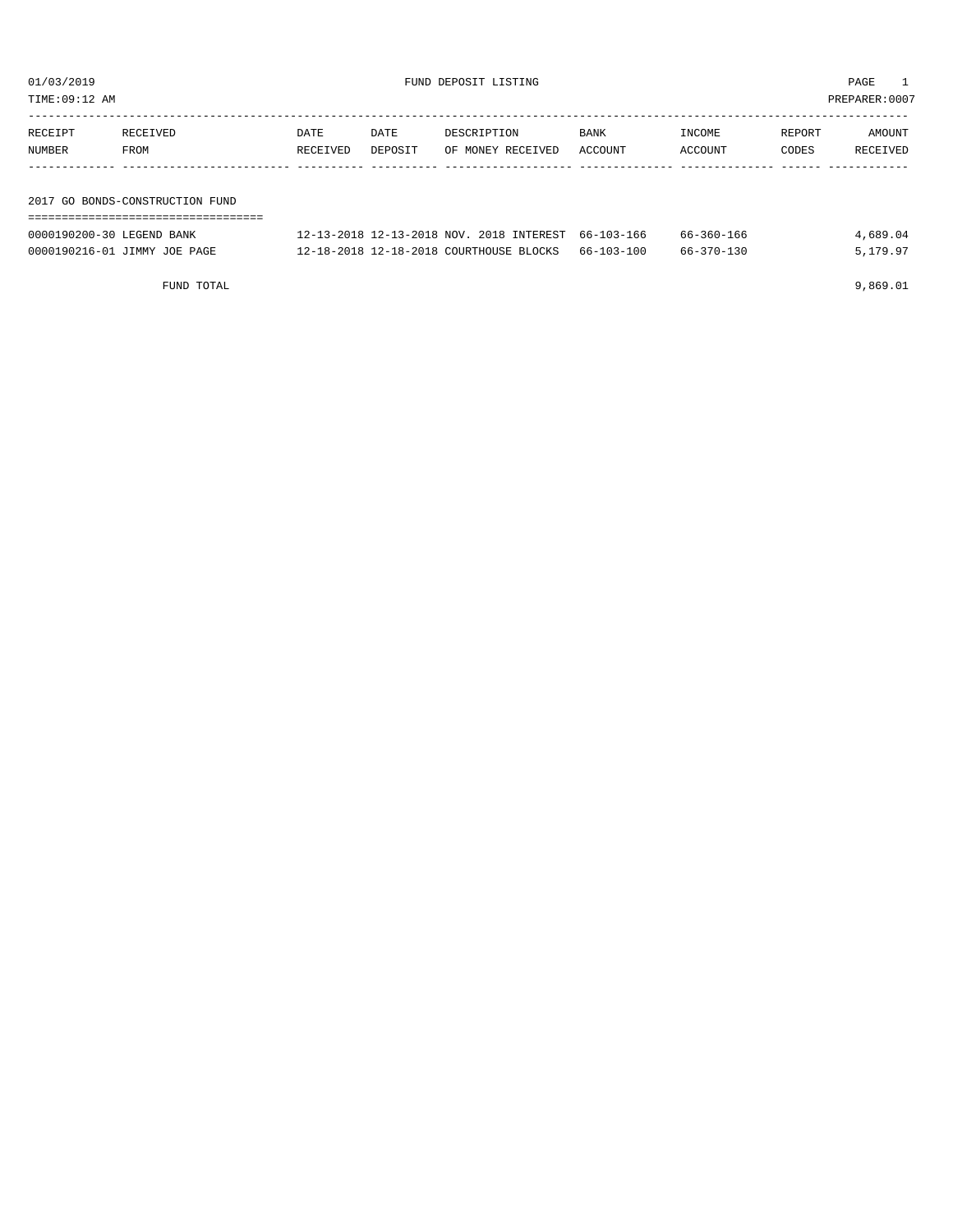01/03/2019 FUND DEPOSIT LISTING

TIME:09:12 AM PREPARER:0007

| RECEIPT NUMBER | RECEIVED FROM | DATE RECEIVED | DATE DEPOSIT | DESCRIPTION OF MONEY RECEIVED | BANK ACCOUNT | INCOME ACCOUNT | REPORT CODES | AMOUNT RECEIVED |
|---|---|---|---|---|---|---|---|---|

## 2017 GO BONDS-CONSTRUCTION FUND

| RECEIPT NUMBER | RECEIVED FROM | DATE RECEIVED | DATE DEPOSIT | DESCRIPTION OF MONEY RECEIVED | BANK ACCOUNT | INCOME ACCOUNT | REPORT CODES | AMOUNT RECEIVED |
|---|---|---|---|---|---|---|---|---|
| 0000190200-30 | LEGEND BANK | 12-13-2018 | 12-13-2018 | NOV. 2018 INTEREST | 66-103-166 | 66-360-166 | | 4,689.04 |
| 0000190216-01 | JIMMY JOE PAGE | 12-18-2018 | 12-18-2018 | COURTHOUSE BLOCKS | 66-103-100 | 66-370-130 | | 5,179.97 |
| | FUND TOTAL | | | | | | | 9,869.01 |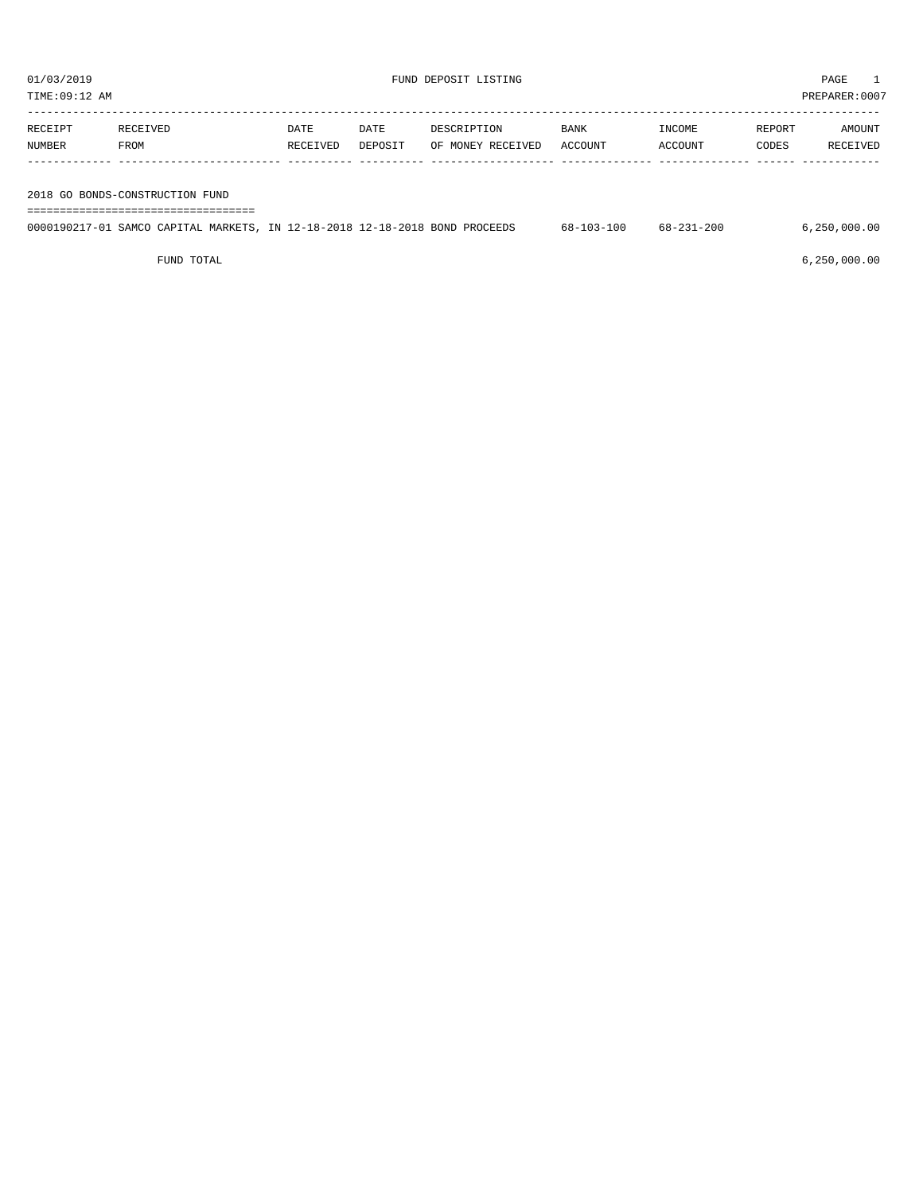01/03/2019 FUND DEPOSIT LISTING PAGE 1

TIME:09:12 AM PREPARER:0007

| RECEIPT NUMBER | RECEIVED FROM | DATE RECEIVED | DATE DEPOSIT | DESCRIPTION OF MONEY RECEIVED | BANK ACCOUNT | INCOME ACCOUNT | REPORT CODES | AMOUNT RECEIVED |
|---|---|---|---|---|---|---|---|---|
| **2018 GO BONDS-CONSTRUCTION FUND** | | | | | | | | |
| 0000190217-01 | SAMCO CAPITAL MARKETS, IN | 12-18-2018 | 12-18-2018 | BOND PROCEEDS | 68-103-100 | 68-231-200 | | 6,250,000.00 |
| | FUND TOTAL | | | | | | | 6,250,000.00 |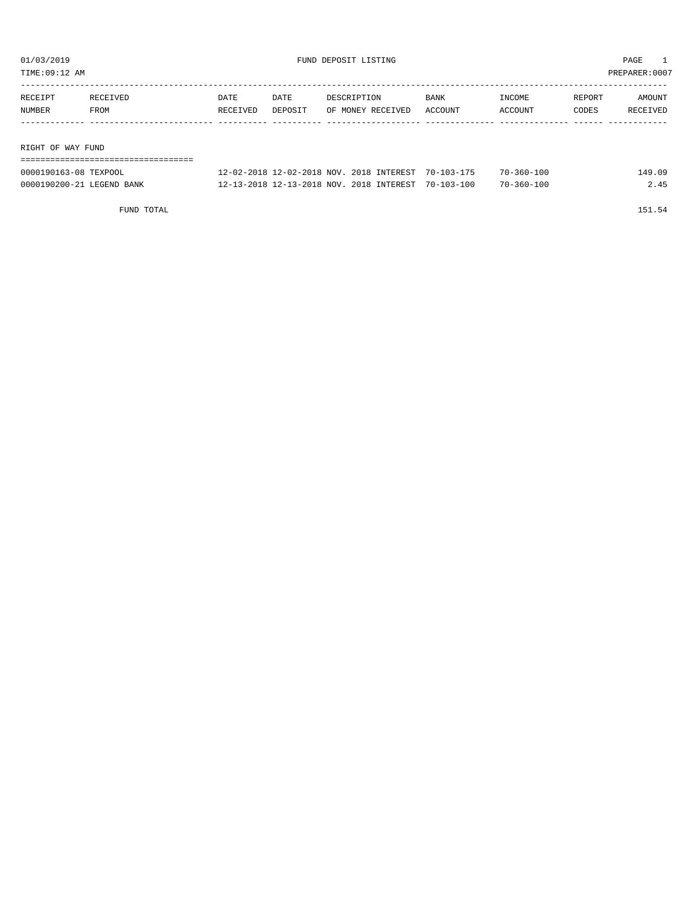01/03/2019 FUND DEPOSIT LISTING PAGE 1

TIME:09:12 AM PREPARER:0007

| RECEIPT NUMBER | RECEIVED FROM | DATE RECEIVED | DATE DEPOSIT | DESCRIPTION OF MONEY RECEIVED | BANK ACCOUNT | INCOME ACCOUNT | REPORT CODES | AMOUNT RECEIVED |
|---|---|---|---|---|---|---|---|---|
| **RIGHT OF WAY FUND** | | | | | | | | |
| 0000190163-08 | TEXPOOL | 12-02-2018 | 12-02-2018 | NOV. 2018 INTEREST | 70-103-175 | 70-360-100 | | 149.09 |
| 0000190200-21 | LEGEND BANK | 12-13-2018 | 12-13-2018 | NOV. 2018 INTEREST | 70-103-100 | 70-360-100 | | 2.45 |
| | FUND TOTAL | | | | | | | 151.54 |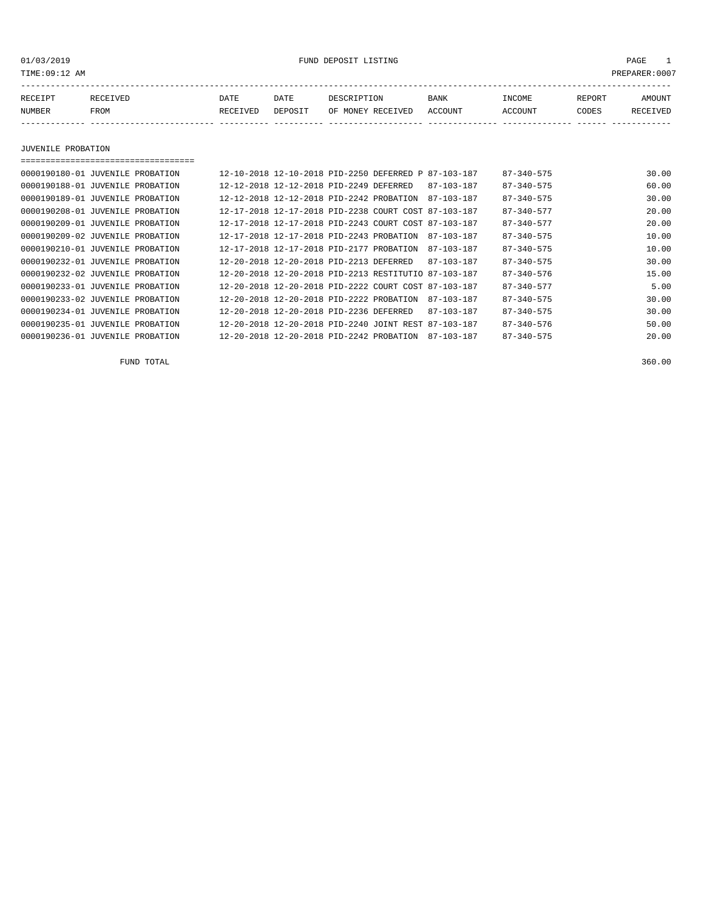01/03/2019 FUND DEPOSIT LISTING

TIME:09:12 AM PREPARER:0007

| RECEIPT NUMBER | RECEIVED FROM | DATE RECEIVED | DATE DEPOSIT | DESCRIPTION OF MONEY RECEIVED | BANK ACCOUNT | INCOME ACCOUNT | REPORT CODES | AMOUNT RECEIVED |
|---|---|---|---|---|---|---|---|---|

## JUVENILE PROBATION

| RECEIPT NUMBER | RECEIVED FROM | DATE RECEIVED | DATE DEPOSIT | DESCRIPTION OF MONEY RECEIVED | BANK ACCOUNT | INCOME ACCOUNT | REPORT CODES | AMOUNT RECEIVED |
|---|---|---|---|---|---|---|---|---|
| 0000190180-01 | JUVENILE PROBATION | 12-10-2018 | 12-10-2018 | PID-2250 DEFERRED P | 87-103-187 | 87-340-575 | | 30.00 |
| 0000190188-01 | JUVENILE PROBATION | 12-12-2018 | 12-12-2018 | PID-2249 DEFERRED | 87-103-187 | 87-340-575 | | 60.00 |
| 0000190189-01 | JUVENILE PROBATION | 12-12-2018 | 12-12-2018 | PID-2242 PROBATION | 87-103-187 | 87-340-575 | | 30.00 |
| 0000190208-01 | JUVENILE PROBATION | 12-17-2018 | 12-17-2018 | PID-2238 COURT COST | 87-103-187 | 87-340-577 | | 20.00 |
| 0000190209-01 | JUVENILE PROBATION | 12-17-2018 | 12-17-2018 | PID-2243 COURT COST | 87-103-187 | 87-340-577 | | 20.00 |
| 0000190209-02 | JUVENILE PROBATION | 12-17-2018 | 12-17-2018 | PID-2243 PROBATION | 87-103-187 | 87-340-575 | | 10.00 |
| 0000190210-01 | JUVENILE PROBATION | 12-17-2018 | 12-17-2018 | PID-2177 PROBATION | 87-103-187 | 87-340-575 | | 10.00 |
| 0000190232-01 | JUVENILE PROBATION | 12-20-2018 | 12-20-2018 | PID-2213 DEFERRED | 87-103-187 | 87-340-575 | | 30.00 |
| 0000190232-02 | JUVENILE PROBATION | 12-20-2018 | 12-20-2018 | PID-2213 RESTITUTIO | 87-103-187 | 87-340-576 | | 15.00 |
| 0000190233-01 | JUVENILE PROBATION | 12-20-2018 | 12-20-2018 | PID-2222 COURT COST | 87-103-187 | 87-340-577 | | 5.00 |
| 0000190233-02 | JUVENILE PROBATION | 12-20-2018 | 12-20-2018 | PID-2222 PROBATION | 87-103-187 | 87-340-575 | | 30.00 |
| 0000190234-01 | JUVENILE PROBATION | 12-20-2018 | 12-20-2018 | PID-2236 DEFERRED | 87-103-187 | 87-340-575 | | 30.00 |
| 0000190235-01 | JUVENILE PROBATION | 12-20-2018 | 12-20-2018 | PID-2240 JOINT REST | 87-103-187 | 87-340-576 | | 50.00 |
| 0000190236-01 | JUVENILE PROBATION | 12-20-2018 | 12-20-2018 | PID-2242 PROBATION | 87-103-187 | 87-340-575 | | 20.00 |

FUND TOTAL 360.00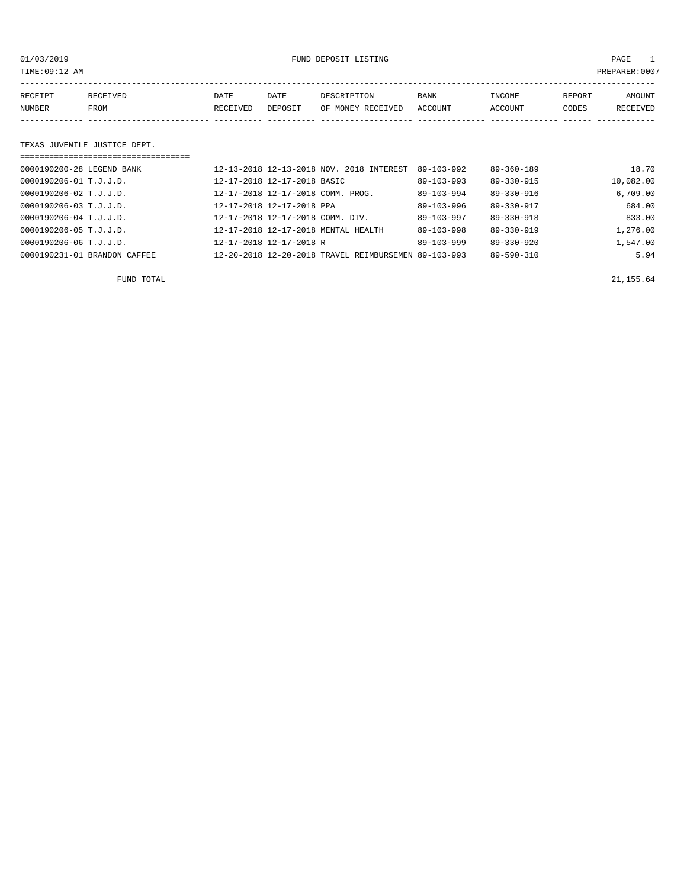01/03/2019 FUND DEPOSIT LISTING

TIME:09:12 AM PREPARER:0007

| RECEIPT NUMBER | RECEIVED FROM | DATE RECEIVED | DATE DEPOSIT | DESCRIPTION OF MONEY RECEIVED | BANK ACCOUNT | INCOME ACCOUNT | REPORT CODES | AMOUNT RECEIVED |
|---|---|---|---|---|---|---|---|---|

## TEXAS JUVENILE JUSTICE DEPT.

| RECEIPT NUMBER | RECEIVED FROM | DATE RECEIVED | DATE DEPOSIT | DESCRIPTION OF MONEY RECEIVED | BANK ACCOUNT | INCOME ACCOUNT | REPORT CODES | AMOUNT RECEIVED |
|---|---|---|---|---|---|---|---|---|
| 0000190200-28 | LEGEND BANK | 12-13-2018 | 12-13-2018 | NOV. 2018 INTEREST | 89-103-992 | 89-360-189 | | 18.70 |
| 0000190206-01 | T.J.J.D. | 12-17-2018 | 12-17-2018 | BASIC | 89-103-993 | 89-330-915 | | 10,082.00 |
| 0000190206-02 | T.J.J.D. | 12-17-2018 | 12-17-2018 | COMM. PROG. | 89-103-994 | 89-330-916 | | 6,709.00 |
| 0000190206-03 | T.J.J.D. | 12-17-2018 | 12-17-2018 | PPA | 89-103-996 | 89-330-917 | | 684.00 |
| 0000190206-04 | T.J.J.D. | 12-17-2018 | 12-17-2018 | COMM. DIV. | 89-103-997 | 89-330-918 | | 833.00 |
| 0000190206-05 | T.J.J.D. | 12-17-2018 | 12-17-2018 | MENTAL HEALTH | 89-103-998 | 89-330-919 | | 1,276.00 |
| 0000190206-06 | T.J.J.D. | 12-17-2018 | 12-17-2018 | R | 89-103-999 | 89-330-920 | | 1,547.00 |
| 0000190231-01 | BRANDON CAFFEE | 12-20-2018 | 12-20-2018 | TRAVEL REIMBURSEMEN | 89-103-993 | 89-590-310 | | 5.94 |

FUND TOTAL 21,155.64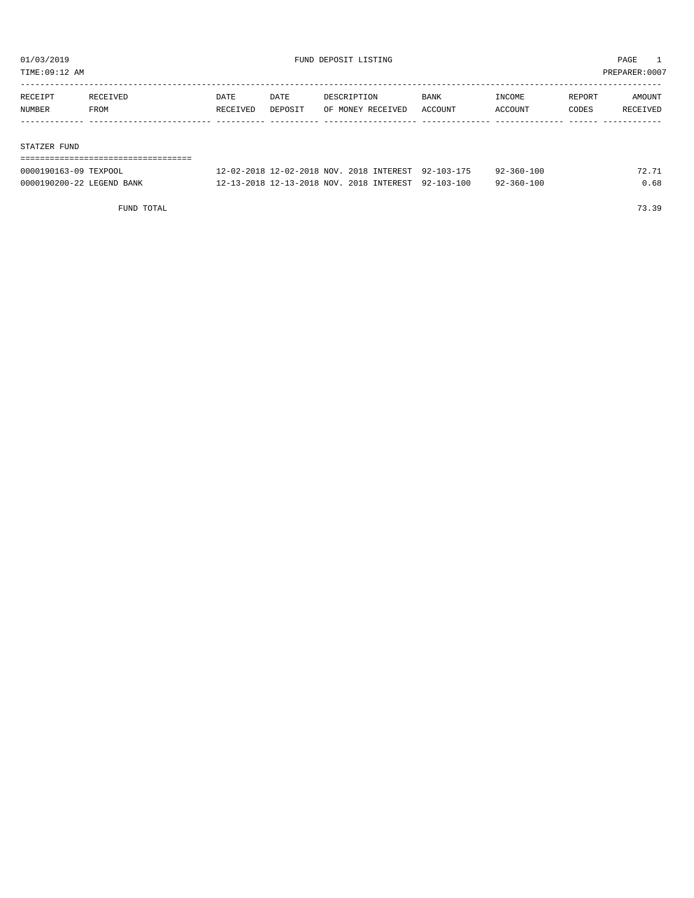01/03/2019 FUND DEPOSIT LISTING PAGE 1

TIME:09:12 AM PREPARER:0007

| RECEIPT NUMBER | RECEIVED FROM | DATE RECEIVED | DATE DEPOSIT | DESCRIPTION OF MONEY RECEIVED | BANK ACCOUNT | INCOME ACCOUNT | REPORT CODES | AMOUNT RECEIVED |
|---|---|---|---|---|---|---|---|---|

STATZER FUND

| RECEIPT NUMBER | RECEIVED FROM | DATE RECEIVED | DATE DEPOSIT | DESCRIPTION OF MONEY RECEIVED | BANK ACCOUNT | INCOME ACCOUNT | REPORT CODES | AMOUNT RECEIVED |
|---|---|---|---|---|---|---|---|---|
| 0000190163-09 | TEXPOOL | 12-02-2018 | 12-02-2018 | NOV. 2018 INTEREST | 92-103-175 | 92-360-100 | | 72.71 |
| 0000190200-22 | LEGEND BANK | 12-13-2018 | 12-13-2018 | NOV. 2018 INTEREST | 92-103-100 | 92-360-100 | | 0.68 |
| | FUND TOTAL | | | | | | | 73.39 |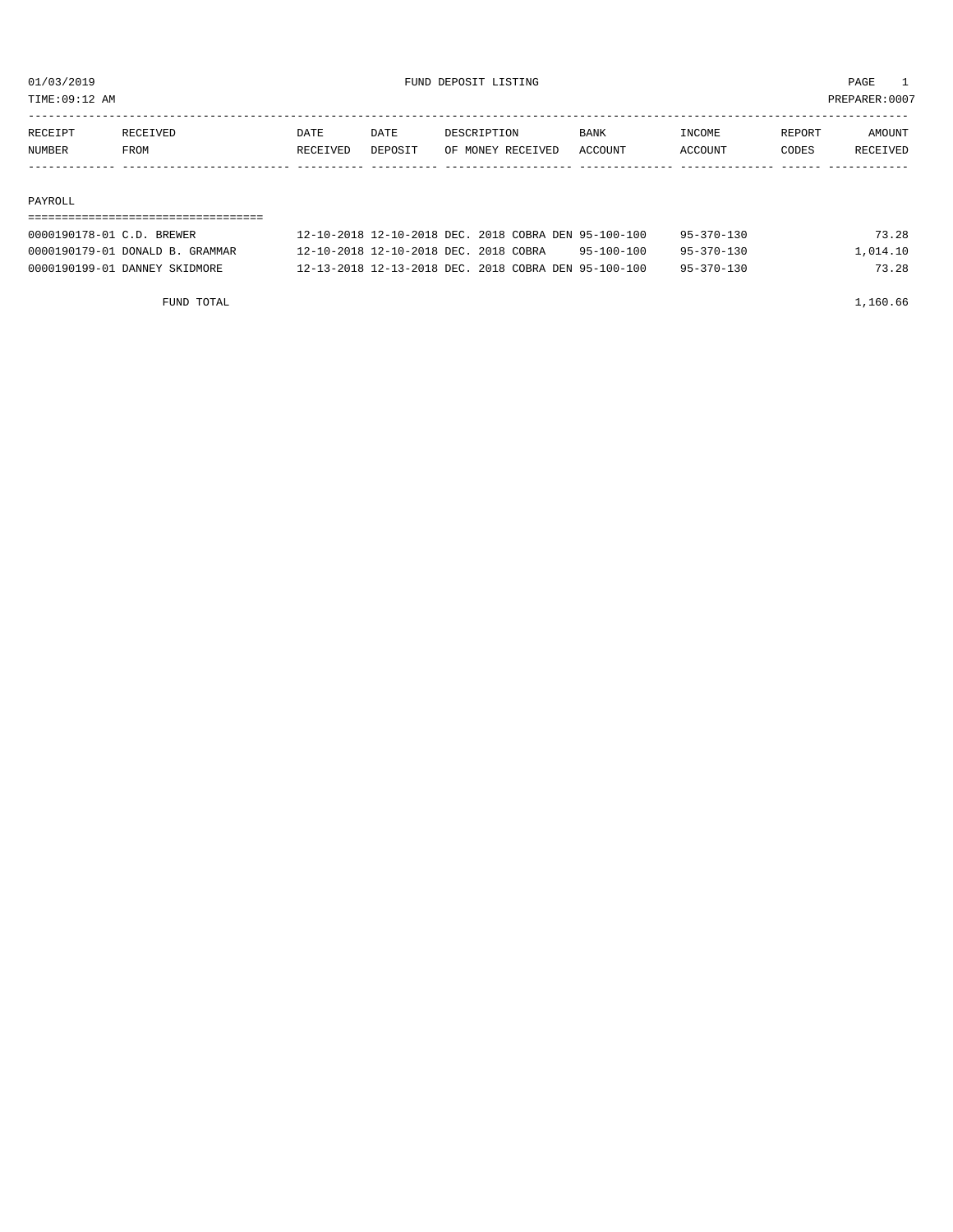01/03/2019 FUND DEPOSIT LISTING PAGE 1
TIME:09:12 AM PREPARER:0007

| RECEIPT NUMBER | RECEIVED FROM | DATE RECEIVED | DATE DEPOSIT | DESCRIPTION OF MONEY RECEIVED | BANK ACCOUNT | INCOME ACCOUNT | REPORT CODES | AMOUNT RECEIVED |
|---|---|---|---|---|---|---|---|---|
| **PAYROLL** | | | | | | | | |
| 0000190178-01 | C.D. BREWER | 12-10-2018 | 12-10-2018 | DEC. 2018 COBRA DEN | 95-100-100 | 95-370-130 | | 73.28 |
| 0000190179-01 | DONALD B. GRAMMAR | 12-10-2018 | 12-10-2018 | DEC. 2018 COBRA | 95-100-100 | 95-370-130 | | 1,014.10 |
| 0000190199-01 | DANNEY SKIDMORE | 12-13-2018 | 12-13-2018 | DEC. 2018 COBRA DEN | 95-100-100 | 95-370-130 | | 73.28 |
| | FUND TOTAL | | | | | | | 1,160.66 |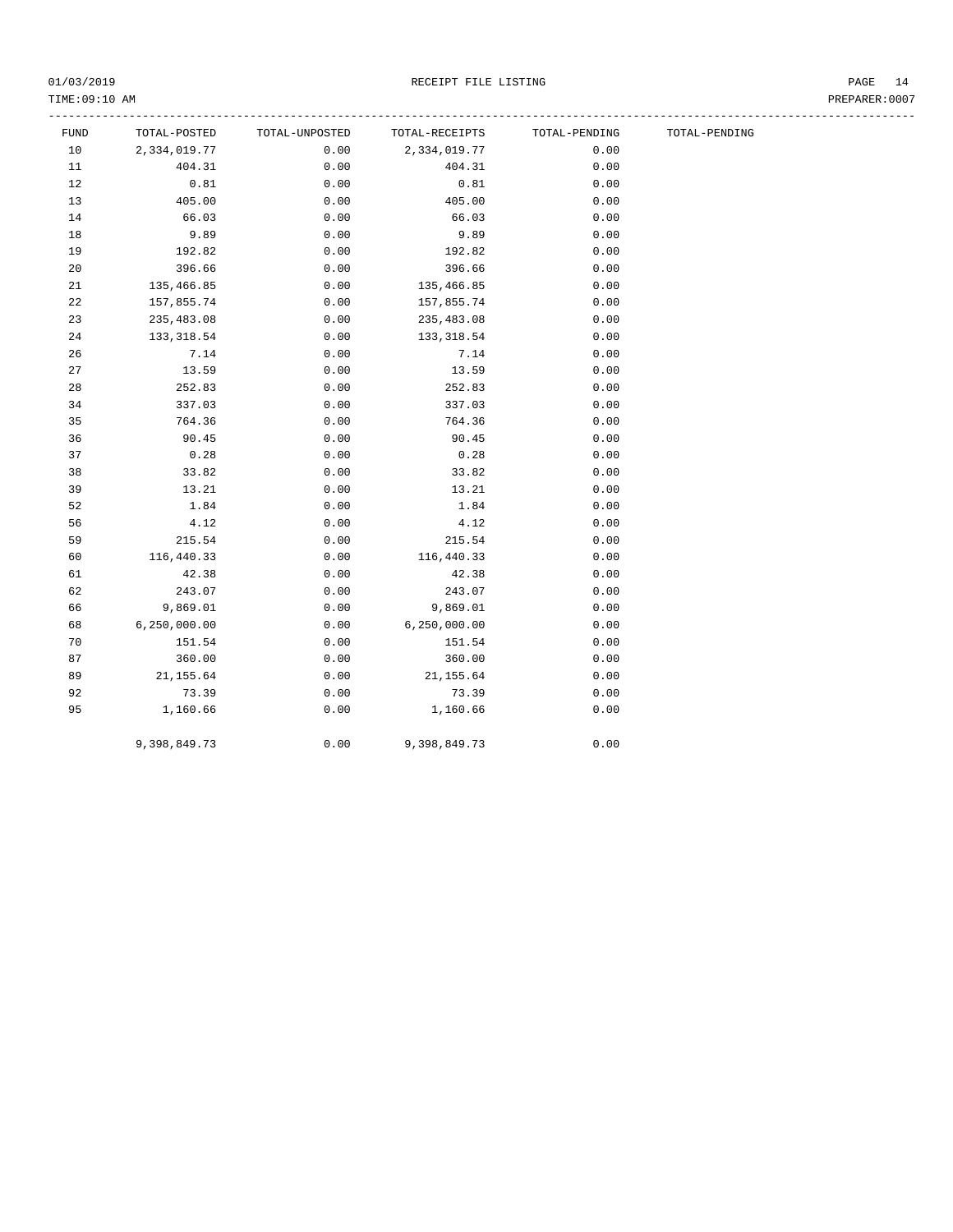01/03/2019 RECEIPT FILE LISTING

TIME:09:10 AM PREPARER:0007

| FUND | TOTAL-POSTED | TOTAL-UNPOSTED | TOTAL-RECEIPTS | TOTAL-PENDING | TOTAL-PENDING |
|---|---|---|---|---|---|
| 10 | 2,334,019.77 | 0.00 | 2,334,019.77 | 0.00 | |
| 11 | 404.31 | 0.00 | 404.31 | 0.00 | |
| 12 | 0.81 | 0.00 | 0.81 | 0.00 | |
| 13 | 405.00 | 0.00 | 405.00 | 0.00 | |
| 14 | 66.03 | 0.00 | 66.03 | 0.00 | |
| 18 | 9.89 | 0.00 | 9.89 | 0.00 | |
| 19 | 192.82 | 0.00 | 192.82 | 0.00 | |
| 20 | 396.66 | 0.00 | 396.66 | 0.00 | |
| 21 | 135,466.85 | 0.00 | 135,466.85 | 0.00 | |
| 22 | 157,855.74 | 0.00 | 157,855.74 | 0.00 | |
| 23 | 235,483.08 | 0.00 | 235,483.08 | 0.00 | |
| 24 | 133,318.54 | 0.00 | 133,318.54 | 0.00 | |
| 26 | 7.14 | 0.00 | 7.14 | 0.00 | |
| 27 | 13.59 | 0.00 | 13.59 | 0.00 | |
| 28 | 252.83 | 0.00 | 252.83 | 0.00 | |
| 34 | 337.03 | 0.00 | 337.03 | 0.00 | |
| 35 | 764.36 | 0.00 | 764.36 | 0.00 | |
| 36 | 90.45 | 0.00 | 90.45 | 0.00 | |
| 37 | 0.28 | 0.00 | 0.28 | 0.00 | |
| 38 | 33.82 | 0.00 | 33.82 | 0.00 | |
| 39 | 13.21 | 0.00 | 13.21 | 0.00 | |
| 52 | 1.84 | 0.00 | 1.84 | 0.00 | |
| 56 | 4.12 | 0.00 | 4.12 | 0.00 | |
| 59 | 215.54 | 0.00 | 215.54 | 0.00 | |
| 60 | 116,440.33 | 0.00 | 116,440.33 | 0.00 | |
| 61 | 42.38 | 0.00 | 42.38 | 0.00 | |
| 62 | 243.07 | 0.00 | 243.07 | 0.00 | |
| 66 | 9,869.01 | 0.00 | 9,869.01 | 0.00 | |
| 68 | 6,250,000.00 | 0.00 | 6,250,000.00 | 0.00 | |
| 70 | 151.54 | 0.00 | 151.54 | 0.00 | |
| 87 | 360.00 | 0.00 | 360.00 | 0.00 | |
| 89 | 21,155.64 | 0.00 | 21,155.64 | 0.00 | |
| 92 | 73.39 | 0.00 | 73.39 | 0.00 | |
| 95 | 1,160.66 | 0.00 | 1,160.66 | 0.00 | |
| | 9,398,849.73 | 0.00 | 9,398,849.73 | 0.00 | |